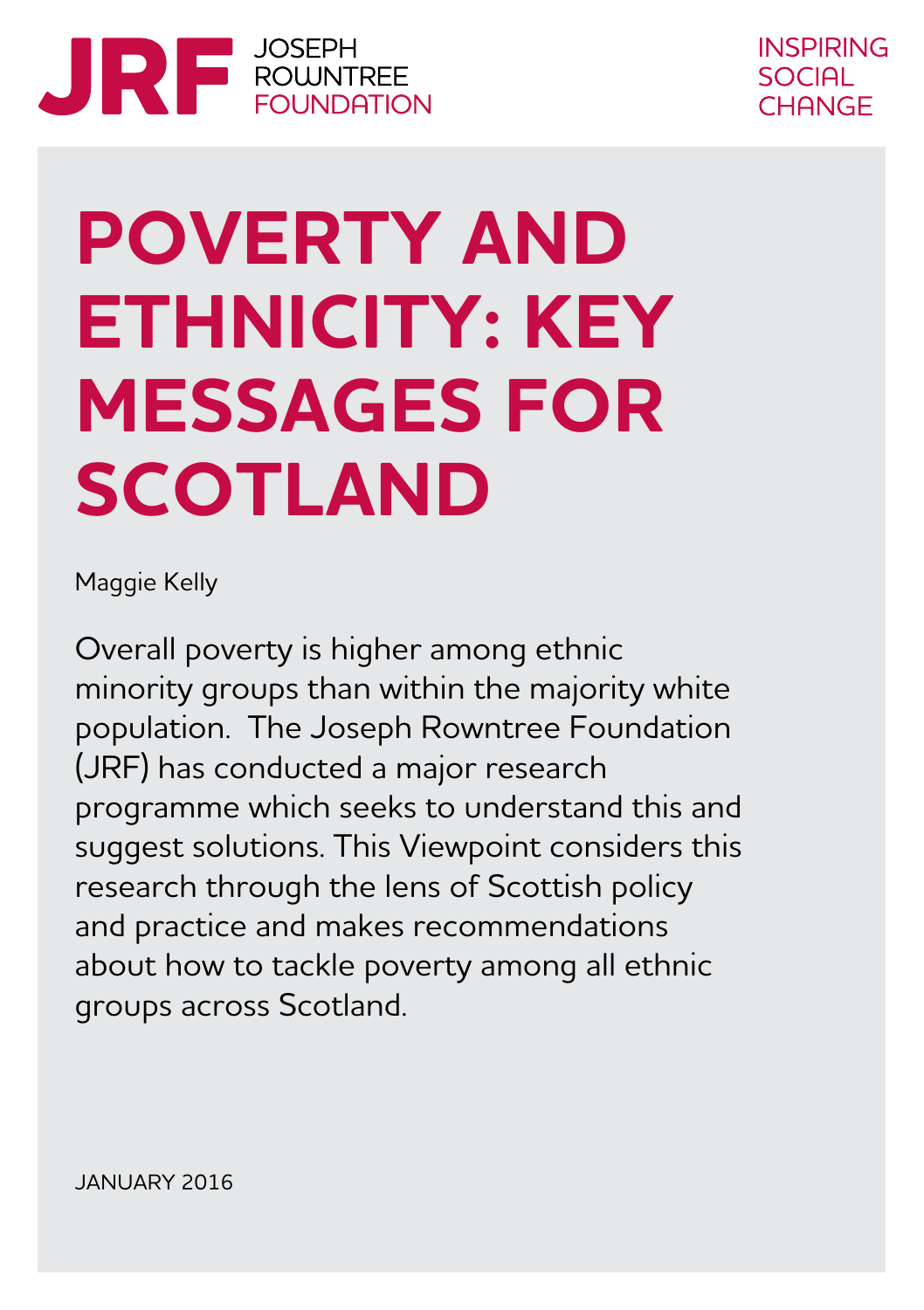JRF JOSEPH ROWNTREE FOUNDATION

INSPIRING SOCIAL CHANGE

# POVERTY AND ETHNICITY: KEY MESSAGES FOR SCOTLAND

Maggie Kelly

Overall poverty is higher among ethnic minority groups than within the majority white population. The Joseph Rowntree Foundation (JRF) has conducted a major research programme which seeks to understand this and suggest solutions. This Viewpoint considers this research through the lens of Scottish policy and practice and makes recommendations about how to tackle poverty among all ethnic groups across Scotland.

JANUARY 2016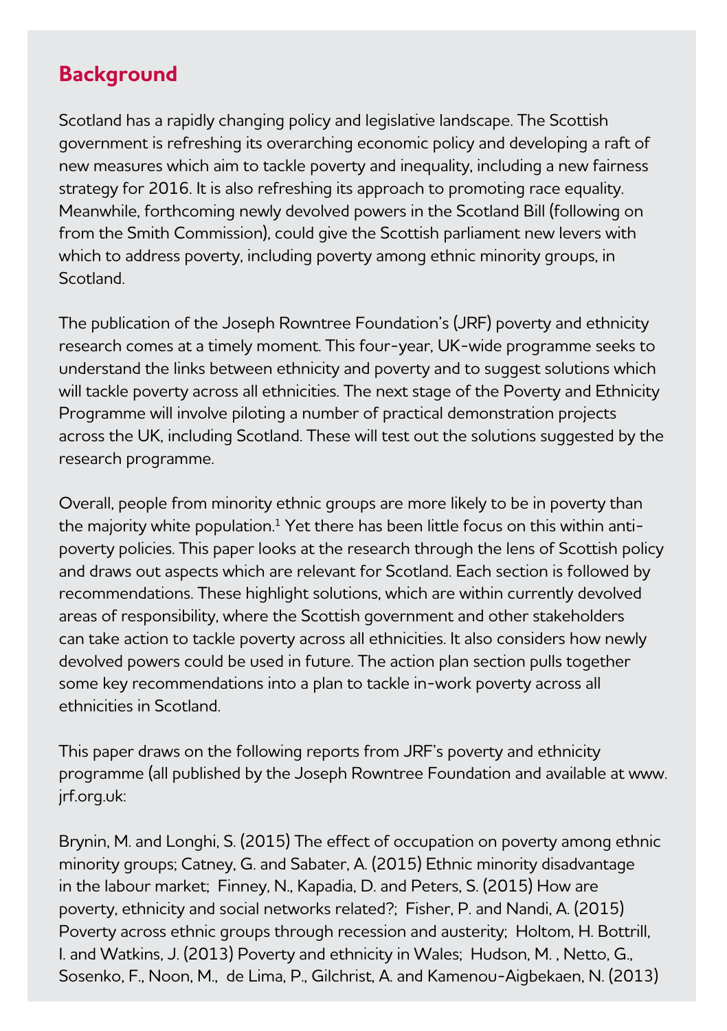## Background

Scotland has a rapidly changing policy and legislative landscape. The Scottish government is refreshing its overarching economic policy and developing a raft of new measures which aim to tackle poverty and inequality, including a new fairness strategy for 2016. It is also refreshing its approach to promoting race equality. Meanwhile, forthcoming newly devolved powers in the Scotland Bill (following on from the Smith Commission), could give the Scottish parliament new levers with which to address poverty, including poverty among ethnic minority groups, in Scotland.

The publication of the Joseph Rowntree Foundation's (JRF) poverty and ethnicity research comes at a timely moment. This four-year, UK-wide programme seeks to understand the links between ethnicity and poverty and to suggest solutions which will tackle poverty across all ethnicities. The next stage of the Poverty and Ethnicity Programme will involve piloting a number of practical demonstration projects across the UK, including Scotland. These will test out the solutions suggested by the research programme.

Overall, people from minority ethnic groups are more likely to be in poverty than the majority white population.[1] Yet there has been little focus on this within anti-poverty policies. This paper looks at the research through the lens of Scottish policy and draws out aspects which are relevant for Scotland. Each section is followed by recommendations. These highlight solutions, which are within currently devolved areas of responsibility, where the Scottish government and other stakeholders can take action to tackle poverty across all ethnicities. It also considers how newly devolved powers could be used in future. The action plan section pulls together some key recommendations into a plan to tackle in-work poverty across all ethnicities in Scotland.

This paper draws on the following reports from JRF's poverty and ethnicity programme (all published by the Joseph Rowntree Foundation and available at www.jrf.org.uk:

Brynin, M. and Longhi, S. (2015) The effect of occupation on poverty among ethnic minority groups; Catney, G. and Sabater, A. (2015) Ethnic minority disadvantage in the labour market; Finney, N., Kapadia, D. and Peters, S. (2015) How are poverty, ethnicity and social networks related?; Fisher, P. and Nandi, A. (2015) Poverty across ethnic groups through recession and austerity; Holtom, H. Bottrill, I. and Watkins, J. (2013) Poverty and ethnicity in Wales; Hudson, M. , Netto, G., Sosenko, F., Noon, M., de Lima, P., Gilchrist, A. and Kamenou-Aigbekaen, N. (2013)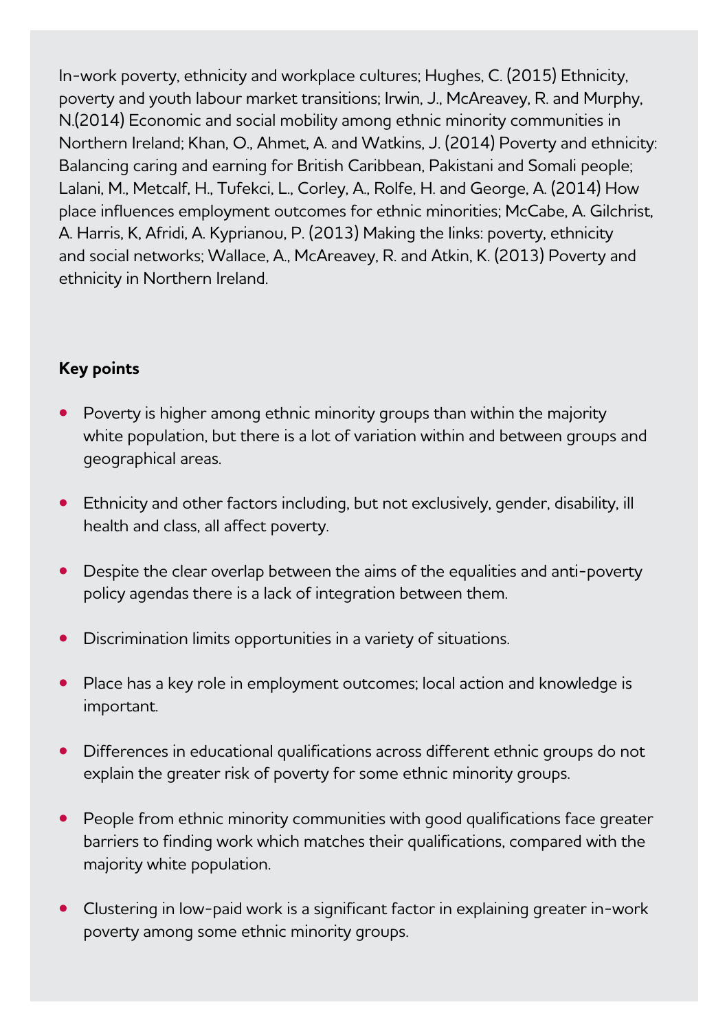In-work poverty, ethnicity and workplace cultures; Hughes, C. (2015) Ethnicity, poverty and youth labour market transitions; Irwin, J., McAreavey, R. and Murphy, N.(2014) Economic and social mobility among ethnic minority communities in Northern Ireland; Khan, O., Ahmet, A. and Watkins, J. (2014) Poverty and ethnicity: Balancing caring and earning for British Caribbean, Pakistani and Somali people; Lalani, M., Metcalf, H., Tufekci, L., Corley, A., Rolfe, H. and George, A. (2014) How place influences employment outcomes for ethnic minorities; McCabe, A. Gilchrist, A. Harris, K, Afridi, A. Kyprianou, P. (2013) Making the links: poverty, ethnicity and social networks; Wallace, A., McAreavey, R. and Atkin, K. (2013) Poverty and ethnicity in Northern Ireland.

**Key points**

- Poverty is higher among ethnic minority groups than within the majority white population, but there is a lot of variation within and between groups and geographical areas.
- Ethnicity and other factors including, but not exclusively, gender, disability, ill health and class, all affect poverty.
- Despite the clear overlap between the aims of the equalities and anti-poverty policy agendas there is a lack of integration between them.
- Discrimination limits opportunities in a variety of situations.
- Place has a key role in employment outcomes; local action and knowledge is important.
- Differences in educational qualifications across different ethnic groups do not explain the greater risk of poverty for some ethnic minority groups.
- People from ethnic minority communities with good qualifications face greater barriers to finding work which matches their qualifications, compared with the majority white population.
- Clustering in low-paid work is a significant factor in explaining greater in-work poverty among some ethnic minority groups.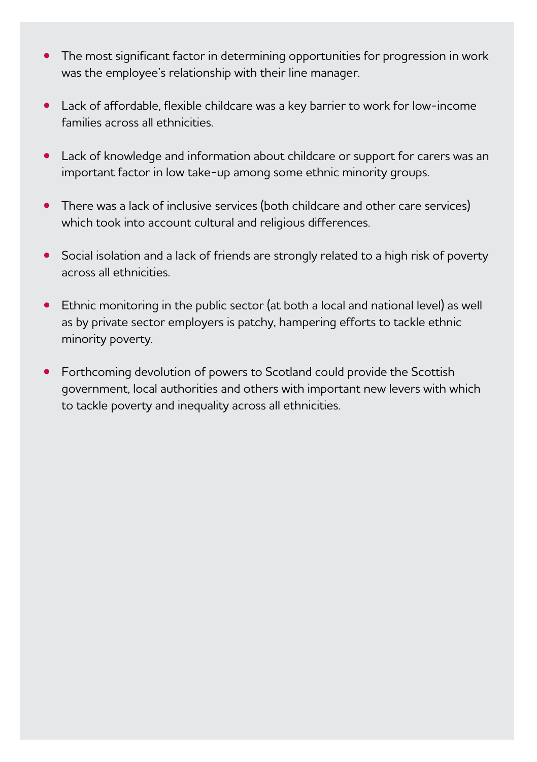- The most significant factor in determining opportunities for progression in work was the employee's relationship with their line manager.
- Lack of affordable, flexible childcare was a key barrier to work for low-income families across all ethnicities.
- Lack of knowledge and information about childcare or support for carers was an important factor in low take-up among some ethnic minority groups.
- There was a lack of inclusive services (both childcare and other care services) which took into account cultural and religious differences.
- Social isolation and a lack of friends are strongly related to a high risk of poverty across all ethnicities.
- Ethnic monitoring in the public sector (at both a local and national level) as well as by private sector employers is patchy, hampering efforts to tackle ethnic minority poverty.
- Forthcoming devolution of powers to Scotland could provide the Scottish government, local authorities and others with important new levers with which to tackle poverty and inequality across all ethnicities.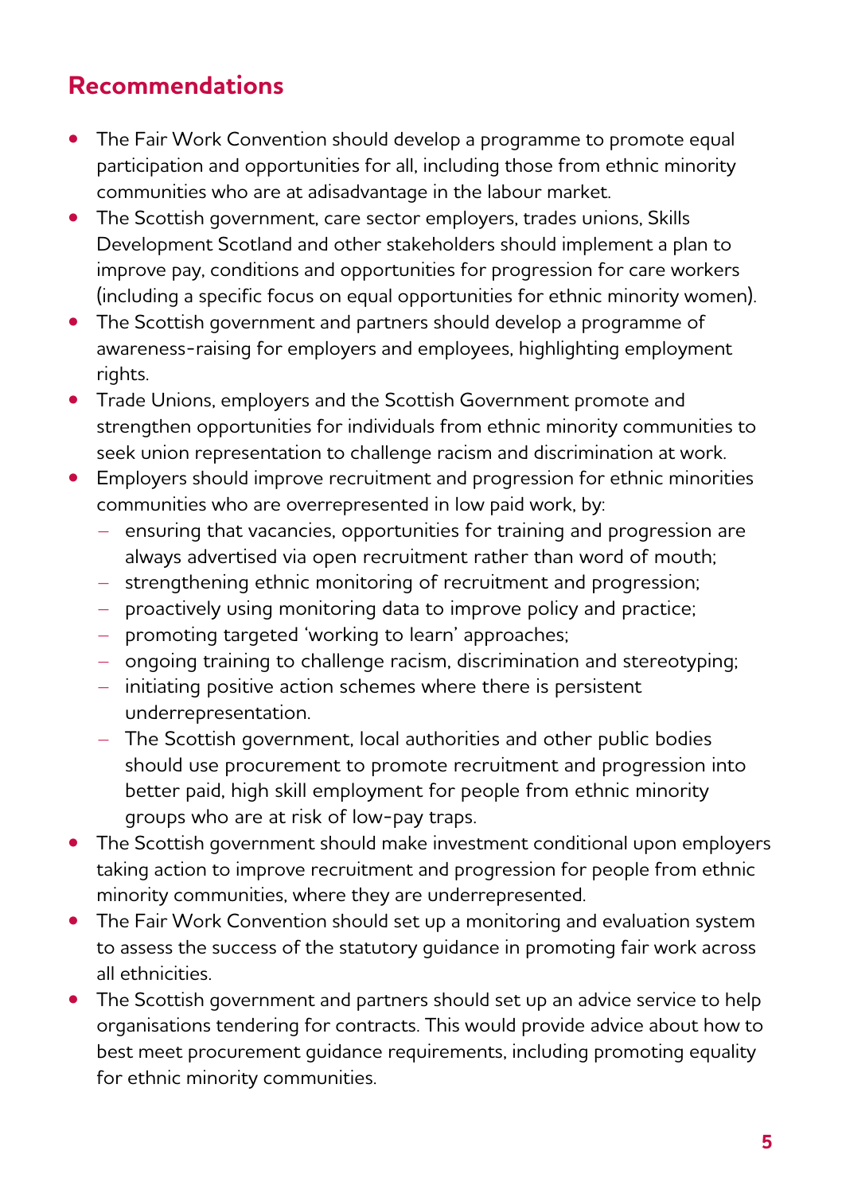## Recommendations

- The Fair Work Convention should develop a programme to promote equal participation and opportunities for all, including those from ethnic minority communities who are at adisadvantage in the labour market.
- The Scottish government, care sector employers, trades unions, Skills Development Scotland and other stakeholders should implement a plan to improve pay, conditions and opportunities for progression for care workers (including a specific focus on equal opportunities for ethnic minority women).
- The Scottish government and partners should develop a programme of awareness-raising for employers and employees, highlighting employment rights.
- Trade Unions, employers and the Scottish Government promote and strengthen opportunities for individuals from ethnic minority communities to seek union representation to challenge racism and discrimination at work.
- Employers should improve recruitment and progression for ethnic minorities communities who are overrepresented in low paid work, by:
  - ensuring that vacancies, opportunities for training and progression are always advertised via open recruitment rather than word of mouth;
  - strengthening ethnic monitoring of recruitment and progression;
  - proactively using monitoring data to improve policy and practice;
  - promoting targeted 'working to learn' approaches;
  - ongoing training to challenge racism, discrimination and stereotyping;
  - initiating positive action schemes where there is persistent underrepresentation.
  - The Scottish government, local authorities and other public bodies should use procurement to promote recruitment and progression into better paid, high skill employment for people from ethnic minority groups who are at risk of low-pay traps.
- The Scottish government should make investment conditional upon employers taking action to improve recruitment and progression for people from ethnic minority communities, where they are underrepresented.
- The Fair Work Convention should set up a monitoring and evaluation system to assess the success of the statutory guidance in promoting fair work across all ethnicities.
- The Scottish government and partners should set up an advice service to help organisations tendering for contracts. This would provide advice about how to best meet procurement guidance requirements, including promoting equality for ethnic minority communities.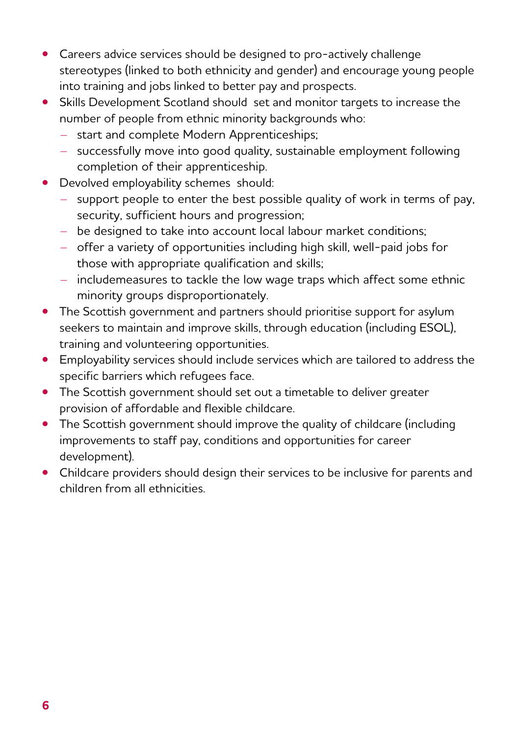- Careers advice services should be designed to pro-actively challenge stereotypes (linked to both ethnicity and gender) and encourage young people into training and jobs linked to better pay and prospects.
- Skills Development Scotland should set and monitor targets to increase the number of people from ethnic minority backgrounds who:
  - start and complete Modern Apprenticeships;
  - successfully move into good quality, sustainable employment following completion of their apprenticeship.
- Devolved employability schemes should:
  - support people to enter the best possible quality of work in terms of pay, security, sufficient hours and progression;
  - be designed to take into account local labour market conditions;
  - offer a variety of opportunities including high skill, well-paid jobs for those with appropriate qualification and skills;
  - includemeasures to tackle the low wage traps which affect some ethnic minority groups disproportionately.
- The Scottish government and partners should prioritise support for asylum seekers to maintain and improve skills, through education (including ESOL), training and volunteering opportunities.
- Employability services should include services which are tailored to address the specific barriers which refugees face.
- The Scottish government should set out a timetable to deliver greater provision of affordable and flexible childcare.
- The Scottish government should improve the quality of childcare (including improvements to staff pay, conditions and opportunities for career development).
- Childcare providers should design their services to be inclusive for parents and children from all ethnicities.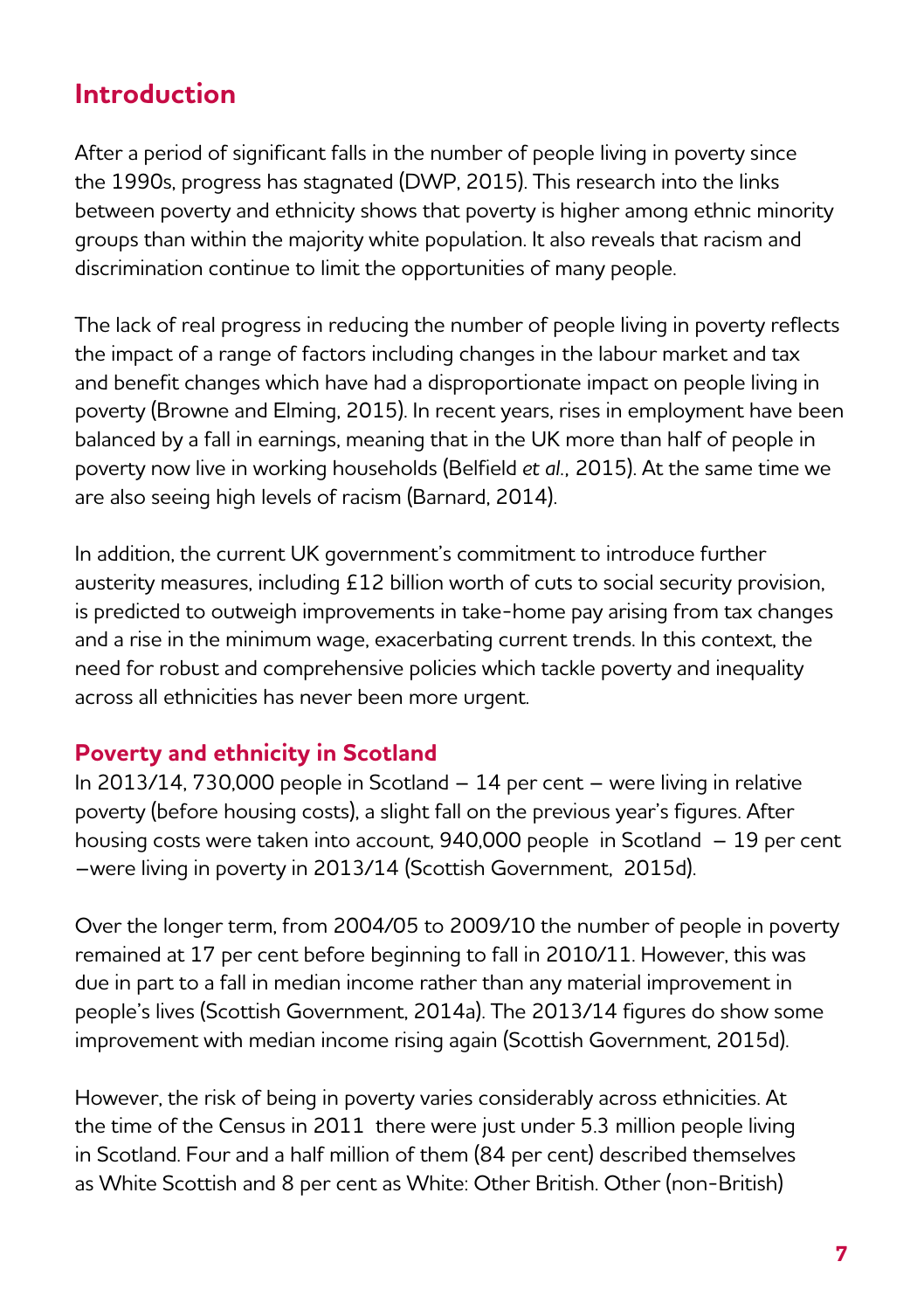## Introduction

After a period of significant falls in the number of people living in poverty since the 1990s, progress has stagnated (DWP, 2015). This research into the links between poverty and ethnicity shows that poverty is higher among ethnic minority groups than within the majority white population. It also reveals that racism and discrimination continue to limit the opportunities of many people.

The lack of real progress in reducing the number of people living in poverty reflects the impact of a range of factors including changes in the labour market and tax and benefit changes which have had a disproportionate impact on people living in poverty (Browne and Elming, 2015). In recent years, rises in employment have been balanced by a fall in earnings, meaning that in the UK more than half of people in poverty now live in working households (Belfield *et al.*, 2015). At the same time we are also seeing high levels of racism (Barnard, 2014).

In addition, the current UK government's commitment to introduce further austerity measures, including £12 billion worth of cuts to social security provision, is predicted to outweigh improvements in take-home pay arising from tax changes and a rise in the minimum wage, exacerbating current trends. In this context, the need for robust and comprehensive policies which tackle poverty and inequality across all ethnicities has never been more urgent.

### Poverty and ethnicity in Scotland

In 2013/14, 730,000 people in Scotland – 14 per cent – were living in relative poverty (before housing costs), a slight fall on the previous year's figures. After housing costs were taken into account, 940,000 people in Scotland – 19 per cent –were living in poverty in 2013/14 (Scottish Government, 2015d).

Over the longer term, from 2004/05 to 2009/10 the number of people in poverty remained at 17 per cent before beginning to fall in 2010/11. However, this was due in part to a fall in median income rather than any material improvement in people's lives (Scottish Government, 2014a). The 2013/14 figures do show some improvement with median income rising again (Scottish Government, 2015d).

However, the risk of being in poverty varies considerably across ethnicities. At the time of the Census in 2011 there were just under 5.3 million people living in Scotland. Four and a half million of them (84 per cent) described themselves as White Scottish and 8 per cent as White: Other British. Other (non-British)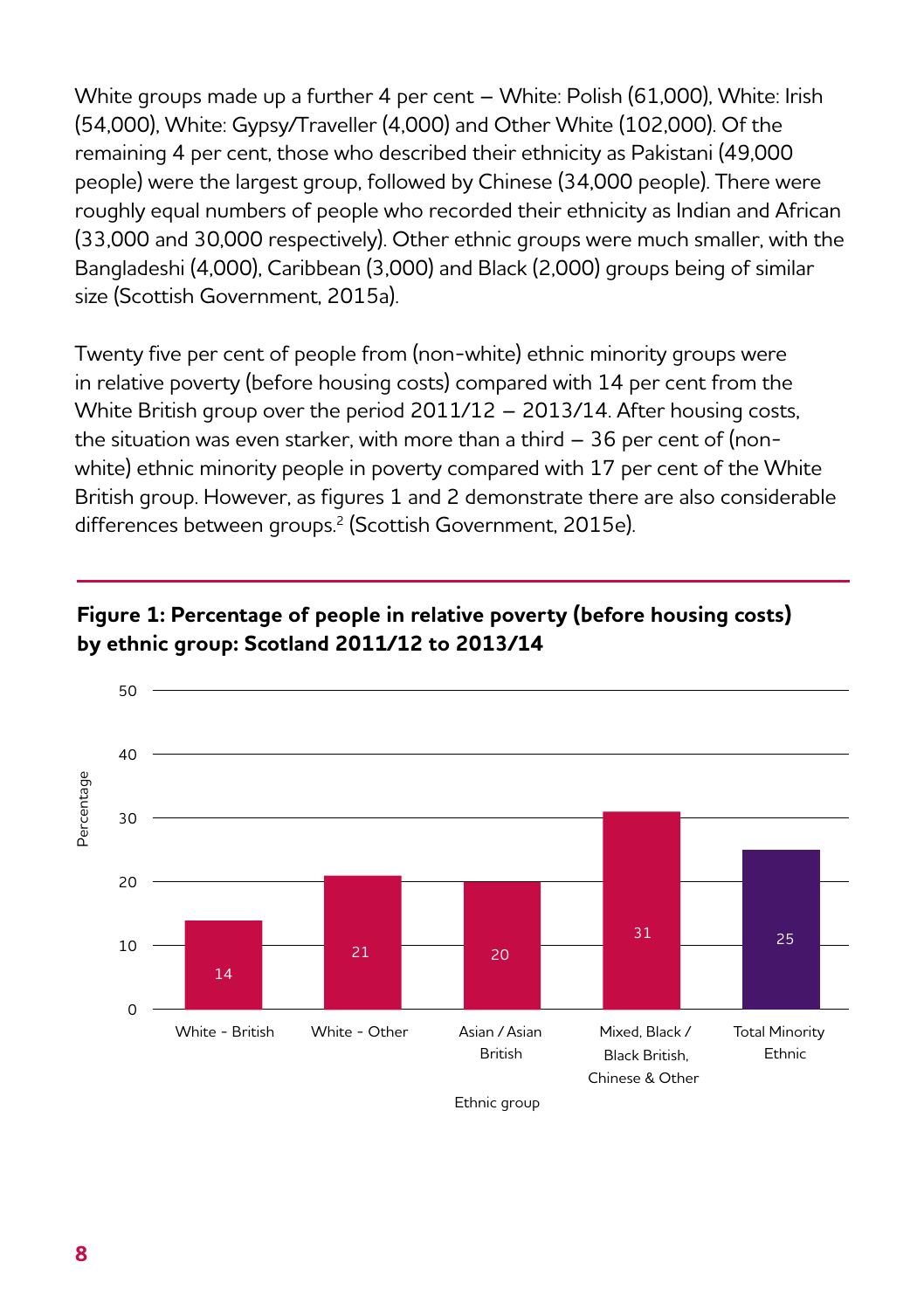White groups made up a further 4 per cent – White: Polish (61,000), White: Irish (54,000), White: Gypsy/Traveller (4,000) and Other White (102,000). Of the remaining 4 per cent, those who described their ethnicity as Pakistani (49,000 people) were the largest group, followed by Chinese (34,000 people). There were roughly equal numbers of people who recorded their ethnicity as Indian and African (33,000 and 30,000 respectively). Other ethnic groups were much smaller, with the Bangladeshi (4,000), Caribbean (3,000) and Black (2,000) groups being of similar size (Scottish Government, 2015a).

Twenty five per cent of people from (non-white) ethnic minority groups were in relative poverty (before housing costs) compared with 14 per cent from the White British group over the period 2011/12 – 2013/14. After housing costs, the situation was even starker, with more than a third – 36 per cent of (non-white) ethnic minority people in poverty compared with 17 per cent of the White British group. However, as figures 1 and 2 demonstrate there are also considerable differences between groups.[2] (Scottish Government, 2015e).

**Figure 1: Percentage of people in relative poverty (before housing costs) by ethnic group: Scotland 2011/12 to 2013/14**

| Ethnic group | Percentage |
|---|---|
| White - British | 14 |
| White - Other | 21 |
| Asian / Asian British | 20 |
| Mixed, Black / Black British, Chinese & Other | 31 |
| Total Minority Ethnic | 25 |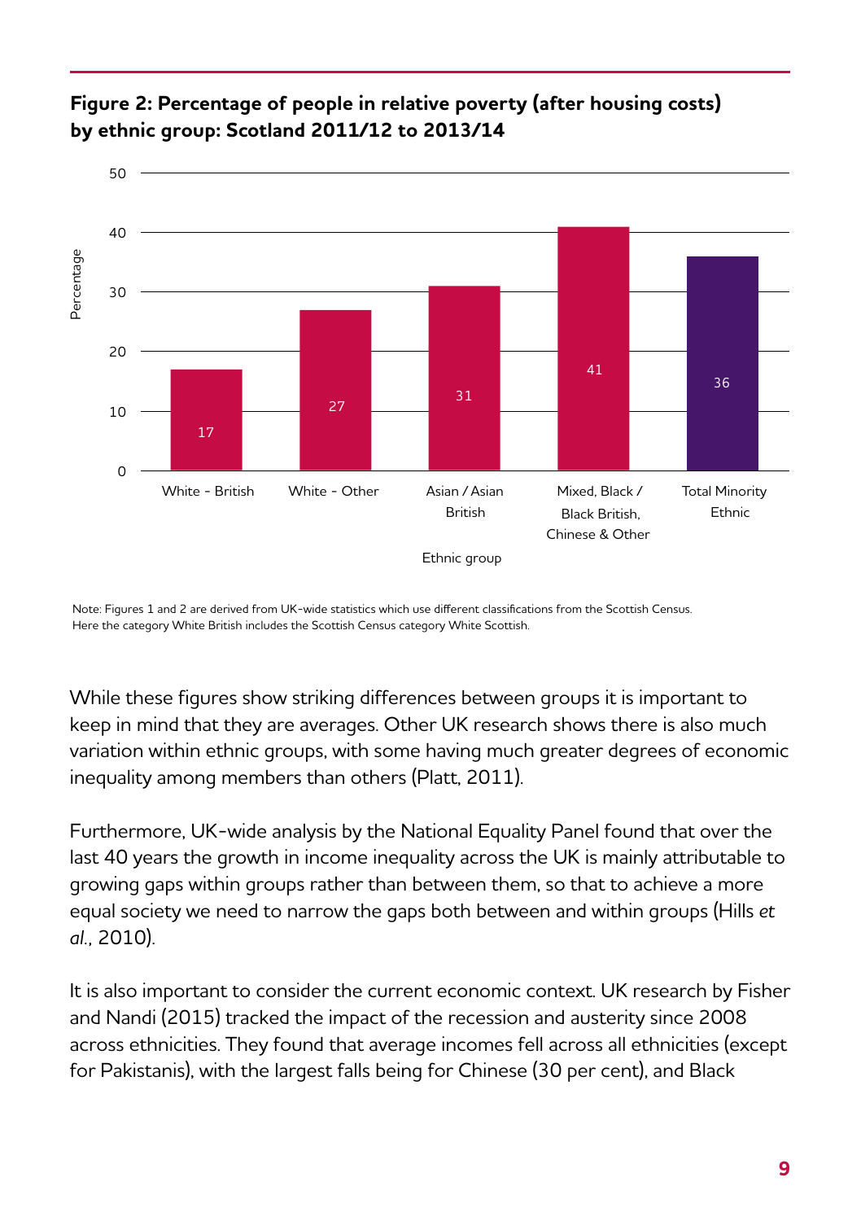**Figure 2: Percentage of people in relative poverty (after housing costs) by ethnic group: Scotland 2011/12 to 2013/14**

| Ethnic group | Percentage |
| --- | --- |
| White - British | 17 |
| White - Other | 27 |
| Asian / Asian British | 31 |
| Mixed, Black / Black British, Chinese & Other | 41 |
| Total Minority Ethnic | 36 |

Note: Figures 1 and 2 are derived from UK-wide statistics which use different classifications from the Scottish Census. Here the category White British includes the Scottish Census category White Scottish.

While these figures show striking differences between groups it is important to keep in mind that they are averages. Other UK research shows there is also much variation within ethnic groups, with some having much greater degrees of economic inequality among members than others (Platt, 2011).

Furthermore, UK-wide analysis by the National Equality Panel found that over the last 40 years the growth in income inequality across the UK is mainly attributable to growing gaps within groups rather than between them, so that to achieve a more equal society we need to narrow the gaps both between and within groups (Hills *et al.*, 2010).

It is also important to consider the current economic context. UK research by Fisher and Nandi (2015) tracked the impact of the recession and austerity since 2008 across ethnicities. They found that average incomes fell across all ethnicities (except for Pakistanis), with the largest falls being for Chinese (30 per cent), and Black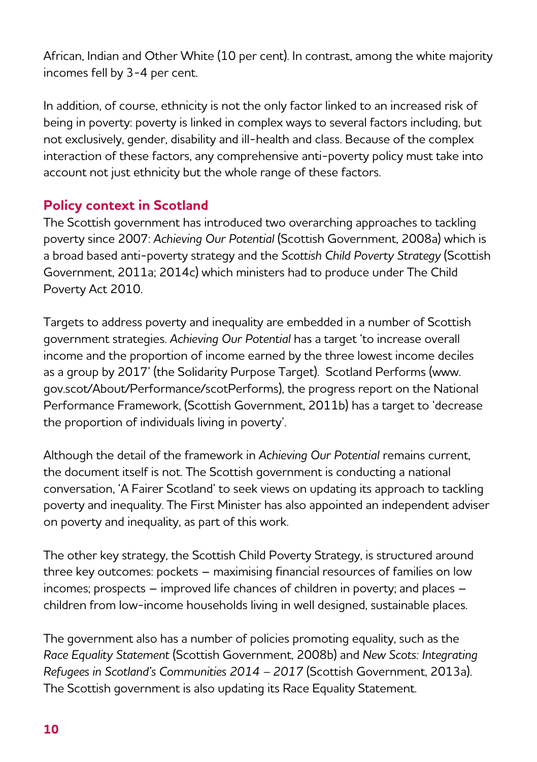African, Indian and Other White (10 per cent). In contrast, among the white majority incomes fell by 3-4 per cent.

In addition, of course, ethnicity is not the only factor linked to an increased risk of being in poverty: poverty is linked in complex ways to several factors including, but not exclusively, gender, disability and ill-health and class. Because of the complex interaction of these factors, any comprehensive anti-poverty policy must take into account not just ethnicity but the whole range of these factors.

## Policy context in Scotland

The Scottish government has introduced two overarching approaches to tackling poverty since 2007: *Achieving Our Potential* (Scottish Government, 2008a) which is a broad based anti-poverty strategy and the *Scottish Child Poverty Strategy* (Scottish Government, 2011a; 2014c) which ministers had to produce under The Child Poverty Act 2010.

Targets to address poverty and inequality are embedded in a number of Scottish government strategies. *Achieving Our Potential* has a target 'to increase overall income and the proportion of income earned by the three lowest income deciles as a group by 2017' (the Solidarity Purpose Target). Scotland Performs (www.gov.scot/About/Performance/scotPerforms), the progress report on the National Performance Framework, (Scottish Government, 2011b) has a target to 'decrease the proportion of individuals living in poverty'.

Although the detail of the framework in *Achieving Our Potential* remains current, the document itself is not. The Scottish government is conducting a national conversation, 'A Fairer Scotland' to seek views on updating its approach to tackling poverty and inequality. The First Minister has also appointed an independent adviser on poverty and inequality, as part of this work.

The other key strategy, the Scottish Child Poverty Strategy, is structured around three key outcomes: pockets – maximising financial resources of families on low incomes; prospects – improved life chances of children in poverty; and places – children from low-income households living in well designed, sustainable places.

The government also has a number of policies promoting equality, such as the *Race Equality Statement* (Scottish Government, 2008b) and *New Scots: Integrating Refugees in Scotland's Communities 2014 – 2017* (Scottish Government, 2013a). The Scottish government is also updating its Race Equality Statement.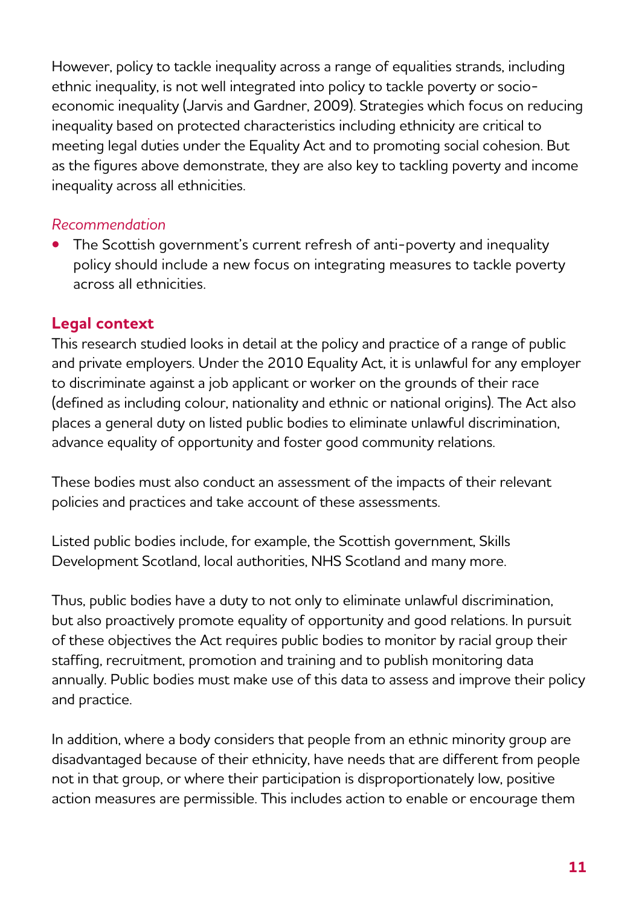However, policy to tackle inequality across a range of equalities strands, including ethnic inequality, is not well integrated into policy to tackle poverty or socio-economic inequality (Jarvis and Gardner, 2009). Strategies which focus on reducing inequality based on protected characteristics including ethnicity are critical to meeting legal duties under the Equality Act and to promoting social cohesion. But as the figures above demonstrate, they are also key to tackling poverty and income inequality across all ethnicities.

*Recommendation*

- The Scottish government's current refresh of anti-poverty and inequality policy should include a new focus on integrating measures to tackle poverty across all ethnicities.

## Legal context

This research studied looks in detail at the policy and practice of a range of public and private employers. Under the 2010 Equality Act, it is unlawful for any employer to discriminate against a job applicant or worker on the grounds of their race (defined as including colour, nationality and ethnic or national origins). The Act also places a general duty on listed public bodies to eliminate unlawful discrimination, advance equality of opportunity and foster good community relations.

These bodies must also conduct an assessment of the impacts of their relevant policies and practices and take account of these assessments.

Listed public bodies include, for example, the Scottish government, Skills Development Scotland, local authorities, NHS Scotland and many more.

Thus, public bodies have a duty to not only to eliminate unlawful discrimination, but also proactively promote equality of opportunity and good relations. In pursuit of these objectives the Act requires public bodies to monitor by racial group their staffing, recruitment, promotion and training and to publish monitoring data annually. Public bodies must make use of this data to assess and improve their policy and practice.

In addition, where a body considers that people from an ethnic minority group are disadvantaged because of their ethnicity, have needs that are different from people not in that group, or where their participation is disproportionately low, positive action measures are permissible. This includes action to enable or encourage them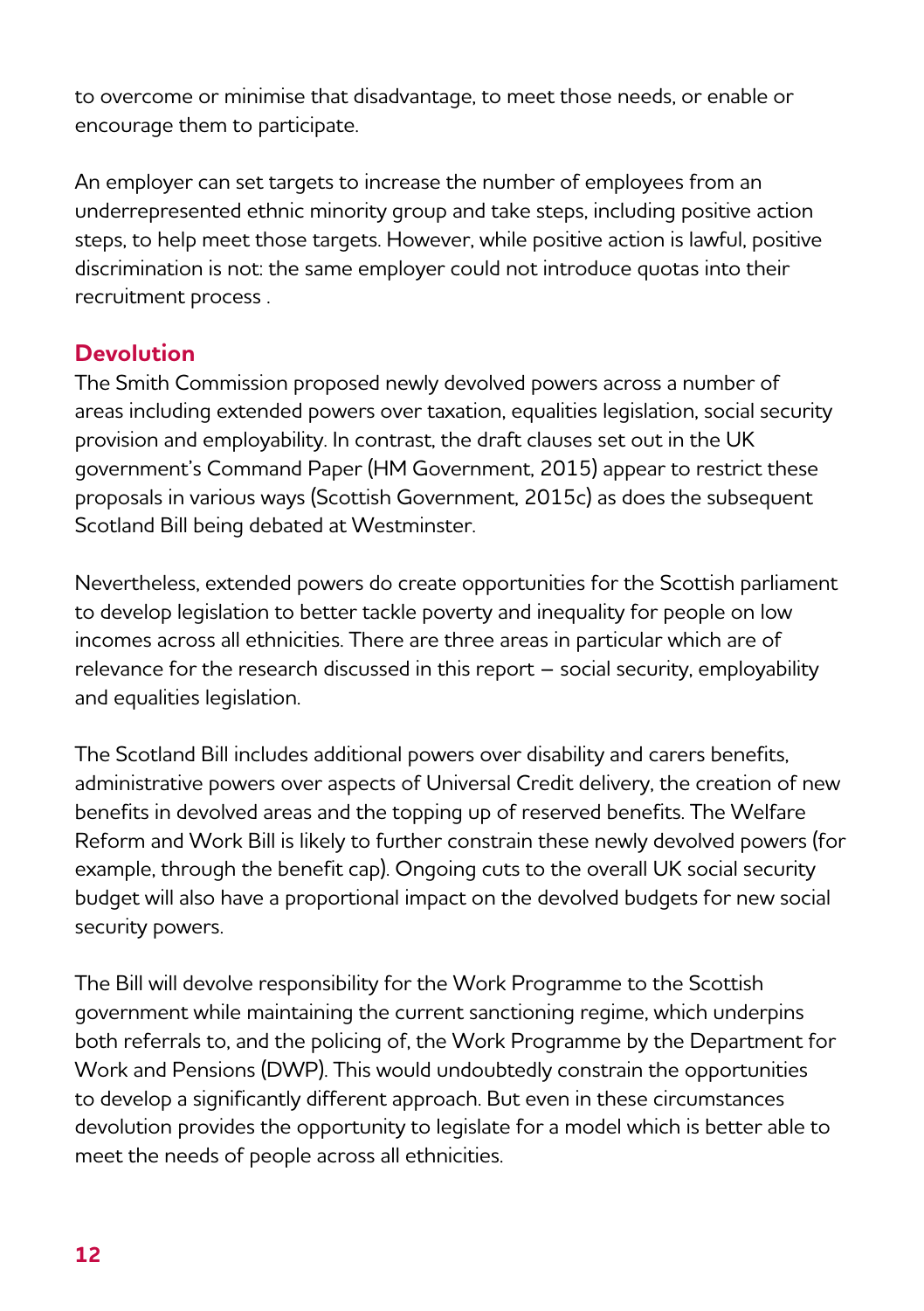to overcome or minimise that disadvantage, to meet those needs, or enable or encourage them to participate.

An employer can set targets to increase the number of employees from an underrepresented ethnic minority group and take steps, including positive action steps, to help meet those targets. However, while positive action is lawful, positive discrimination is not: the same employer could not introduce quotas into their recruitment process .

## Devolution

The Smith Commission proposed newly devolved powers across a number of areas including extended powers over taxation, equalities legislation, social security provision and employability. In contrast, the draft clauses set out in the UK government's Command Paper (HM Government, 2015) appear to restrict these proposals in various ways (Scottish Government, 2015c) as does the subsequent Scotland Bill being debated at Westminster.

Nevertheless, extended powers do create opportunities for the Scottish parliament to develop legislation to better tackle poverty and inequality for people on low incomes across all ethnicities. There are three areas in particular which are of relevance for the research discussed in this report – social security, employability and equalities legislation.

The Scotland Bill includes additional powers over disability and carers benefits, administrative powers over aspects of Universal Credit delivery, the creation of new benefits in devolved areas and the topping up of reserved benefits. The Welfare Reform and Work Bill is likely to further constrain these newly devolved powers (for example, through the benefit cap). Ongoing cuts to the overall UK social security budget will also have a proportional impact on the devolved budgets for new social security powers.

The Bill will devolve responsibility for the Work Programme to the Scottish government while maintaining the current sanctioning regime, which underpins both referrals to, and the policing of, the Work Programme by the Department for Work and Pensions (DWP). This would undoubtedly constrain the opportunities to develop a significantly different approach. But even in these circumstances devolution provides the opportunity to legislate for a model which is better able to meet the needs of people across all ethnicities.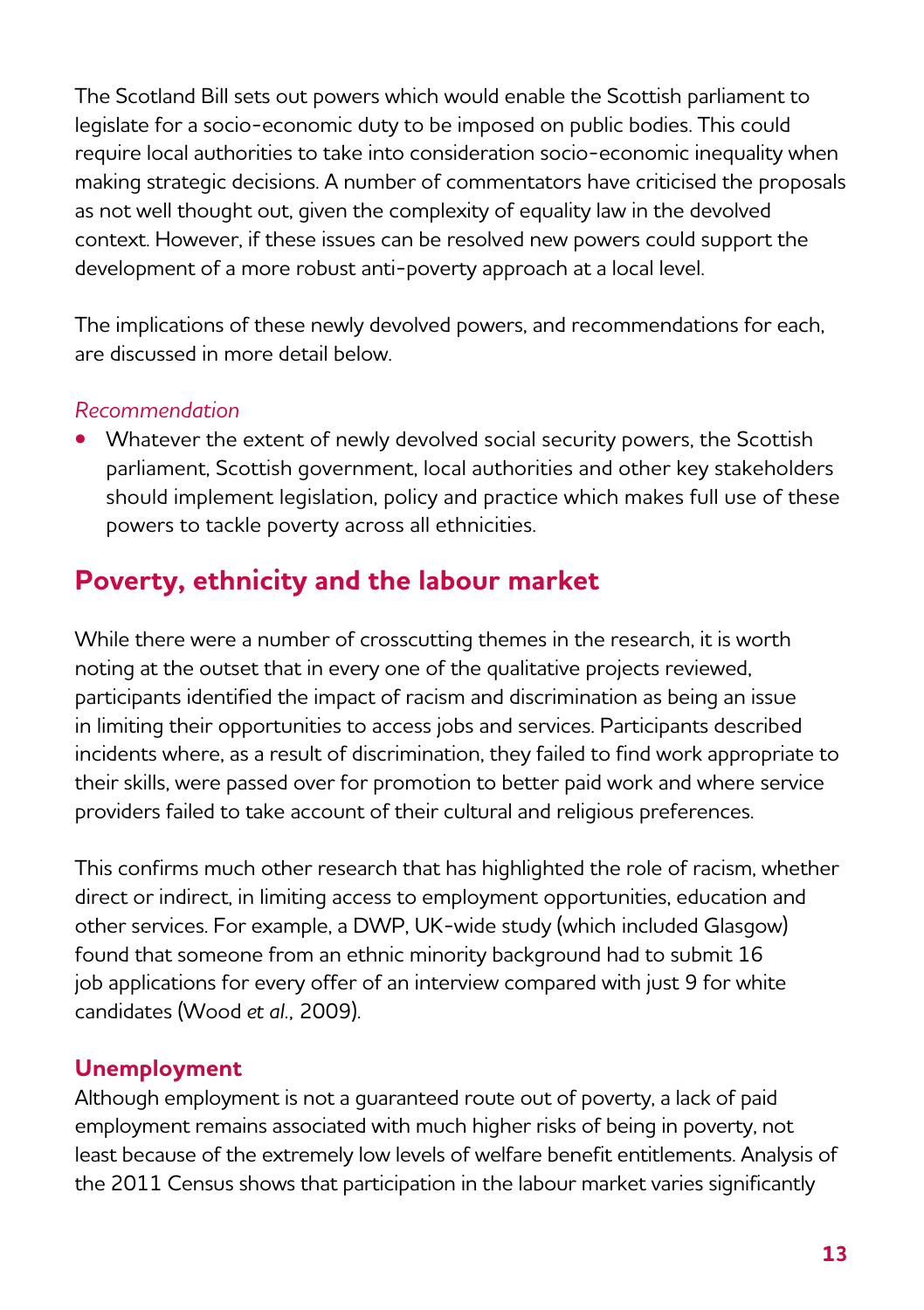The Scotland Bill sets out powers which would enable the Scottish parliament to legislate for a socio-economic duty to be imposed on public bodies. This could require local authorities to take into consideration socio-economic inequality when making strategic decisions. A number of commentators have criticised the proposals as not well thought out, given the complexity of equality law in the devolved context. However, if these issues can be resolved new powers could support the development of a more robust anti-poverty approach at a local level.

The implications of these newly devolved powers, and recommendations for each, are discussed in more detail below.

*Recommendation*

- Whatever the extent of newly devolved social security powers, the Scottish parliament, Scottish government, local authorities and other key stakeholders should implement legislation, policy and practice which makes full use of these powers to tackle poverty across all ethnicities.

## Poverty, ethnicity and the labour market

While there were a number of crosscutting themes in the research, it is worth noting at the outset that in every one of the qualitative projects reviewed, participants identified the impact of racism and discrimination as being an issue in limiting their opportunities to access jobs and services. Participants described incidents where, as a result of discrimination, they failed to find work appropriate to their skills, were passed over for promotion to better paid work and where service providers failed to take account of their cultural and religious preferences.

This confirms much other research that has highlighted the role of racism, whether direct or indirect, in limiting access to employment opportunities, education and other services. For example, a DWP, UK-wide study (which included Glasgow) found that someone from an ethnic minority background had to submit 16 job applications for every offer of an interview compared with just 9 for white candidates (Wood *et al.,* 2009).

### Unemployment

Although employment is not a guaranteed route out of poverty, a lack of paid employment remains associated with much higher risks of being in poverty, not least because of the extremely low levels of welfare benefit entitlements. Analysis of the 2011 Census shows that participation in the labour market varies significantly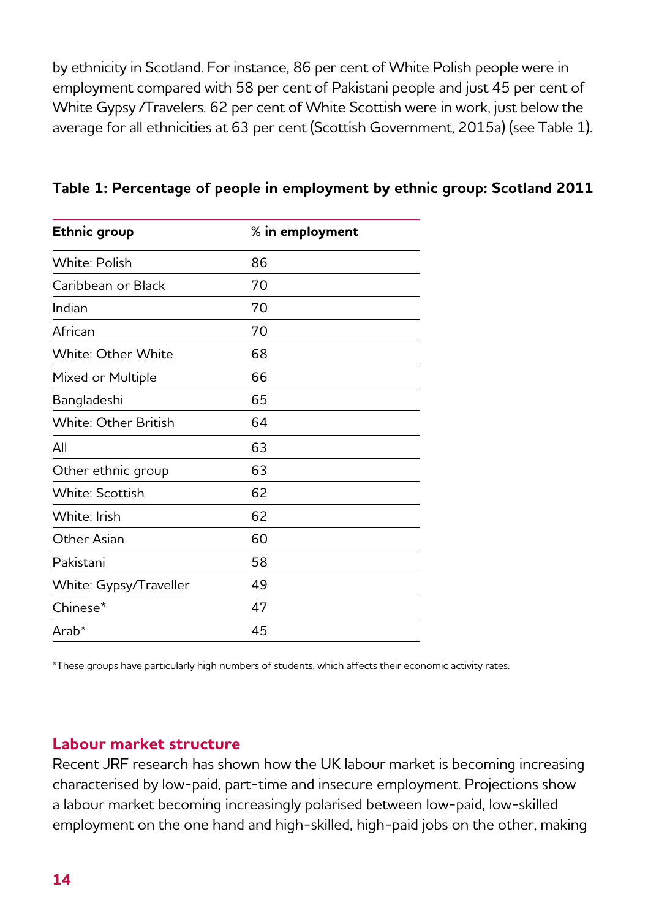by ethnicity in Scotland. For instance, 86 per cent of White Polish people were in employment compared with 58 per cent of Pakistani people and just 45 per cent of White Gypsy /Travelers. 62 per cent of White Scottish were in work, just below the average for all ethnicities at 63 per cent (Scottish Government, 2015a) (see Table 1).

**Table 1: Percentage of people in employment by ethnic group: Scotland 2011**

| Ethnic group | % in employment |
|---|---|
| White: Polish | 86 |
| Caribbean or Black | 70 |
| Indian | 70 |
| African | 70 |
| White: Other White | 68 |
| Mixed or Multiple | 66 |
| Bangladeshi | 65 |
| White: Other British | 64 |
| All | 63 |
| Other ethnic group | 63 |
| White: Scottish | 62 |
| White: Irish | 62 |
| Other Asian | 60 |
| Pakistani | 58 |
| White: Gypsy/Traveller | 49 |
| Chinese* | 47 |
| Arab* | 45 |

*These groups have particularly high numbers of students, which affects their economic activity rates.

## Labour market structure

Recent JRF research has shown how the UK labour market is becoming increasing characterised by low-paid, part-time and insecure employment. Projections show a labour market becoming increasingly polarised between low-paid, low-skilled employment on the one hand and high-skilled, high-paid jobs on the other, making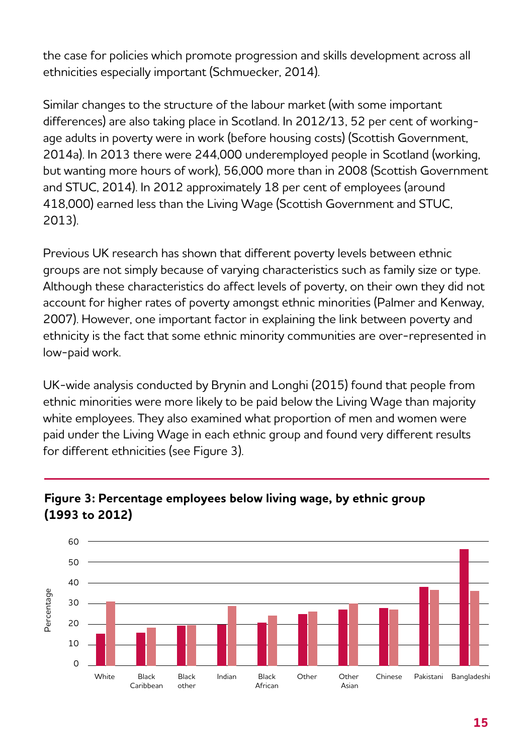the case for policies which promote progression and skills development across all ethnicities especially important (Schmuecker, 2014).

Similar changes to the structure of the labour market (with some important differences) are also taking place in Scotland. In 2012/13, 52 per cent of working-age adults in poverty were in work (before housing costs) (Scottish Government, 2014a). In 2013 there were 244,000 underemployed people in Scotland (working, but wanting more hours of work), 56,000 more than in 2008 (Scottish Government and STUC, 2014). In 2012 approximately 18 per cent of employees (around 418,000) earned less than the Living Wage (Scottish Government and STUC, 2013).

Previous UK research has shown that different poverty levels between ethnic groups are not simply because of varying characteristics such as family size or type. Although these characteristics do affect levels of poverty, on their own they did not account for higher rates of poverty amongst ethnic minorities (Palmer and Kenway, 2007). However, one important factor in explaining the link between poverty and ethnicity is the fact that some ethnic minority communities are over-represented in low-paid work.

UK-wide analysis conducted by Brynin and Longhi (2015) found that people from ethnic minorities were more likely to be paid below the Living Wage than majority white employees. They also examined what proportion of men and women were paid under the Living Wage in each ethnic group and found very different results for different ethnicities (see Figure 3).

**Figure 3: Percentage employees below living wage, by ethnic group (1993 to 2012)**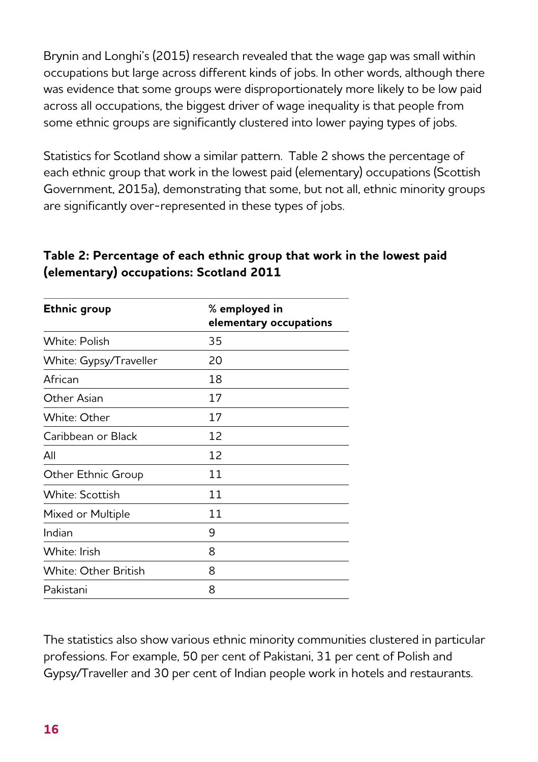Brynin and Longhi's (2015) research revealed that the wage gap was small within occupations but large across different kinds of jobs. In other words, although there was evidence that some groups were disproportionately more likely to be low paid across all occupations, the biggest driver of wage inequality is that people from some ethnic groups are significantly clustered into lower paying types of jobs.

Statistics for Scotland show a similar pattern. Table 2 shows the percentage of each ethnic group that work in the lowest paid (elementary) occupations (Scottish Government, 2015a), demonstrating that some, but not all, ethnic minority groups are significantly over-represented in these types of jobs.

**Table 2: Percentage of each ethnic group that work in the lowest paid (elementary) occupations: Scotland 2011**

| Ethnic group | % employed in elementary occupations |
|---|---|
| White: Polish | 35 |
| White: Gypsy/Traveller | 20 |
| African | 18 |
| Other Asian | 17 |
| White: Other | 17 |
| Caribbean or Black | 12 |
| All | 12 |
| Other Ethnic Group | 11 |
| White: Scottish | 11 |
| Mixed or Multiple | 11 |
| Indian | 9 |
| White: Irish | 8 |
| White: Other British | 8 |
| Pakistani | 8 |

The statistics also show various ethnic minority communities clustered in particular professions. For example, 50 per cent of Pakistani, 31 per cent of Polish and Gypsy/Traveller and 30 per cent of Indian people work in hotels and restaurants.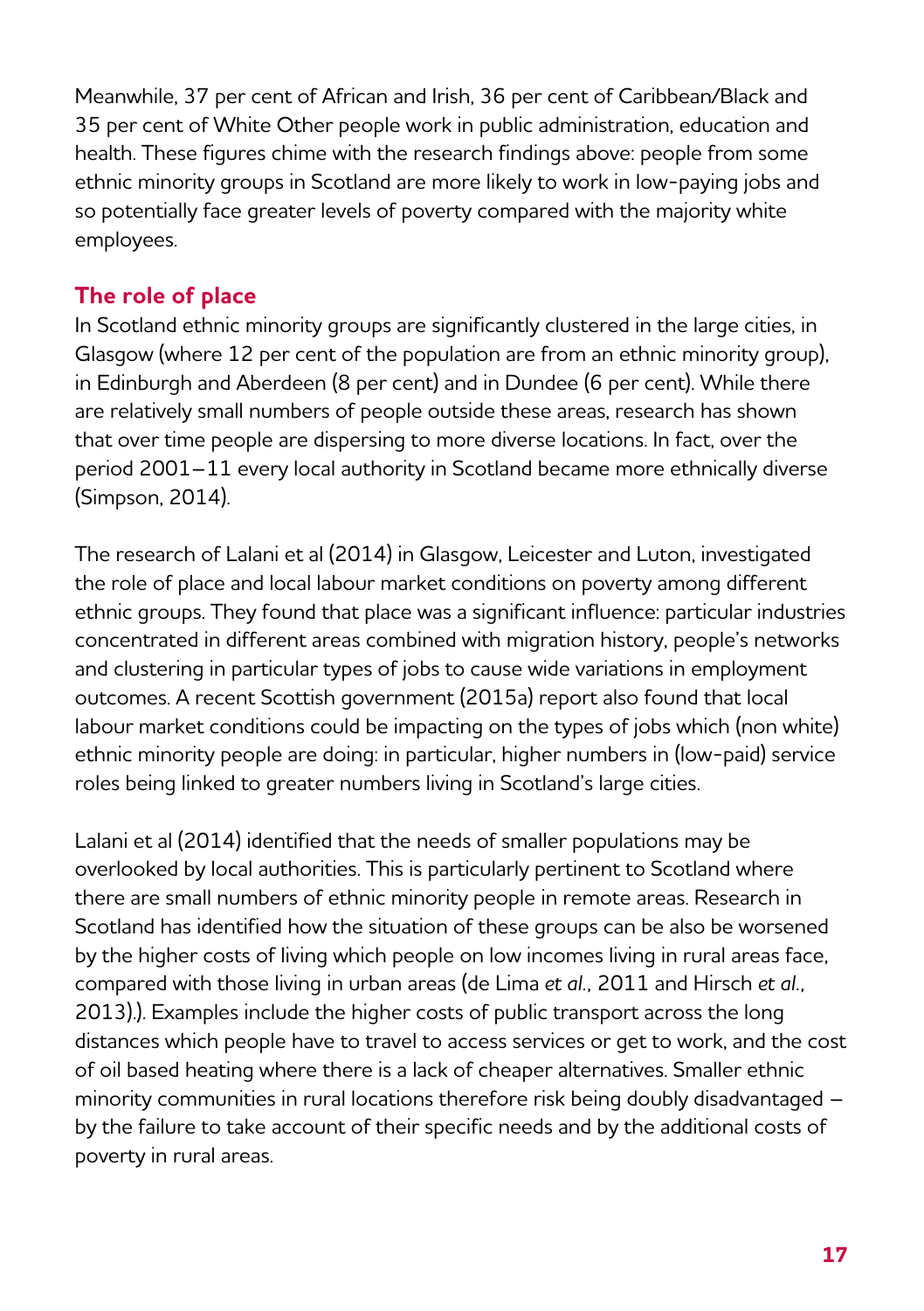Meanwhile, 37 per cent of African and Irish, 36 per cent of Caribbean/Black and 35 per cent of White Other people work in public administration, education and health. These figures chime with the research findings above: people from some ethnic minority groups in Scotland are more likely to work in low-paying jobs and so potentially face greater levels of poverty compared with the majority white employees.

## The role of place

In Scotland ethnic minority groups are significantly clustered in the large cities, in Glasgow (where 12 per cent of the population are from an ethnic minority group), in Edinburgh and Aberdeen (8 per cent) and in Dundee (6 per cent). While there are relatively small numbers of people outside these areas, research has shown that over time people are dispersing to more diverse locations. In fact, over the period 2001–11 every local authority in Scotland became more ethnically diverse (Simpson, 2014).

The research of Lalani et al (2014) in Glasgow, Leicester and Luton, investigated the role of place and local labour market conditions on poverty among different ethnic groups. They found that place was a significant influence: particular industries concentrated in different areas combined with migration history, people's networks and clustering in particular types of jobs to cause wide variations in employment outcomes. A recent Scottish government (2015a) report also found that local labour market conditions could be impacting on the types of jobs which (non white) ethnic minority people are doing: in particular, higher numbers in (low-paid) service roles being linked to greater numbers living in Scotland's large cities.

Lalani et al (2014) identified that the needs of smaller populations may be overlooked by local authorities. This is particularly pertinent to Scotland where there are small numbers of ethnic minority people in remote areas. Research in Scotland has identified how the situation of these groups can be also be worsened by the higher costs of living which people on low incomes living in rural areas face, compared with those living in urban areas (de Lima *et al.*, 2011 and Hirsch *et al.*, 2013).). Examples include the higher costs of public transport across the long distances which people have to travel to access services or get to work, and the cost of oil based heating where there is a lack of cheaper alternatives. Smaller ethnic minority communities in rural locations therefore risk being doubly disadvantaged – by the failure to take account of their specific needs and by the additional costs of poverty in rural areas.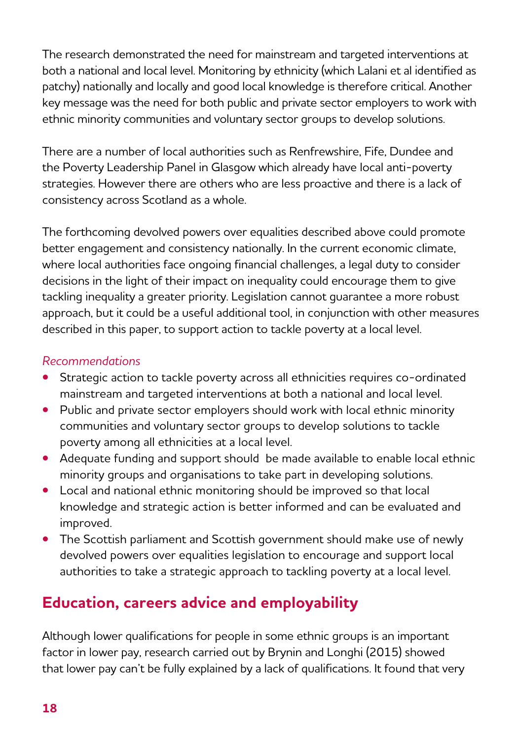The research demonstrated the need for mainstream and targeted interventions at both a national and local level. Monitoring by ethnicity (which Lalani et al identified as patchy) nationally and locally and good local knowledge is therefore critical. Another key message was the need for both public and private sector employers to work with ethnic minority communities and voluntary sector groups to develop solutions.

There are a number of local authorities such as Renfrewshire, Fife, Dundee and the Poverty Leadership Panel in Glasgow which already have local anti-poverty strategies. However there are others who are less proactive and there is a lack of consistency across Scotland as a whole.

The forthcoming devolved powers over equalities described above could promote better engagement and consistency nationally. In the current economic climate, where local authorities face ongoing financial challenges, a legal duty to consider decisions in the light of their impact on inequality could encourage them to give tackling inequality a greater priority. Legislation cannot guarantee a more robust approach, but it could be a useful additional tool, in conjunction with other measures described in this paper, to support action to tackle poverty at a local level.

*Recommendations*

- Strategic action to tackle poverty across all ethnicities requires co-ordinated mainstream and targeted interventions at both a national and local level.
- Public and private sector employers should work with local ethnic minority communities and voluntary sector groups to develop solutions to tackle poverty among all ethnicities at a local level.
- Adequate funding and support should be made available to enable local ethnic minority groups and organisations to take part in developing solutions.
- Local and national ethnic monitoring should be improved so that local knowledge and strategic action is better informed and can be evaluated and improved.
- The Scottish parliament and Scottish government should make use of newly devolved powers over equalities legislation to encourage and support local authorities to take a strategic approach to tackling poverty at a local level.

## Education, careers advice and employability

Although lower qualifications for people in some ethnic groups is an important factor in lower pay, research carried out by Brynin and Longhi (2015) showed that lower pay can't be fully explained by a lack of qualifications. It found that very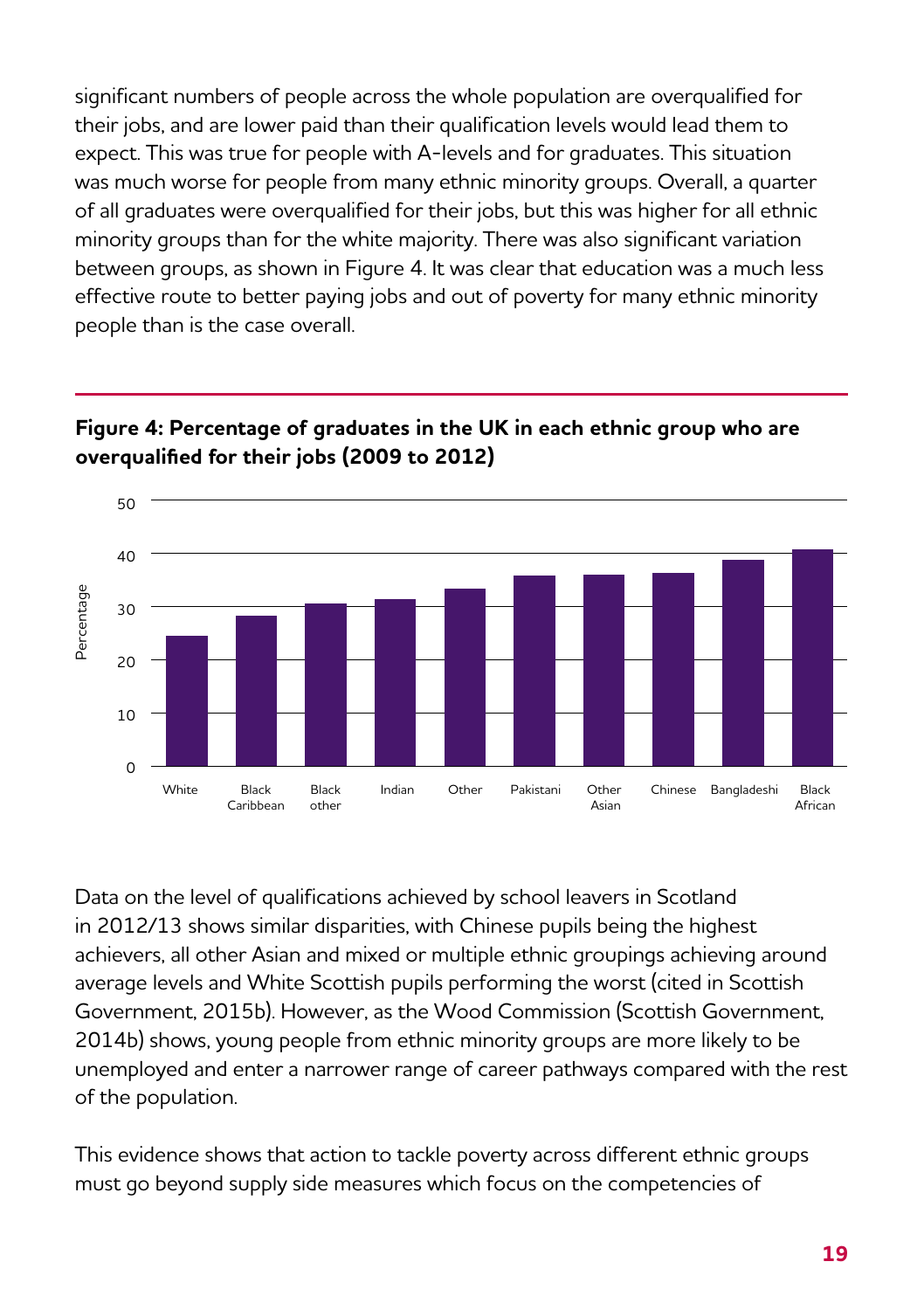significant numbers of people across the whole population are overqualified for their jobs, and are lower paid than their qualification levels would lead them to expect. This was true for people with A-levels and for graduates. This situation was much worse for people from many ethnic minority groups. Overall, a quarter of all graduates were overqualified for their jobs, but this was higher for all ethnic minority groups than for the white majority. There was also significant variation between groups, as shown in Figure 4. It was clear that education was a much less effective route to better paying jobs and out of poverty for many ethnic minority people than is the case overall.

**Figure 4: Percentage of graduates in the UK in each ethnic group who are overqualified for their jobs (2009 to 2012)**

Data on the level of qualifications achieved by school leavers in Scotland in 2012/13 shows similar disparities, with Chinese pupils being the highest achievers, all other Asian and mixed or multiple ethnic groupings achieving around average levels and White Scottish pupils performing the worst (cited in Scottish Government, 2015b). However, as the Wood Commission (Scottish Government, 2014b) shows, young people from ethnic minority groups are more likely to be unemployed and enter a narrower range of career pathways compared with the rest of the population.

This evidence shows that action to tackle poverty across different ethnic groups must go beyond supply side measures which focus on the competencies of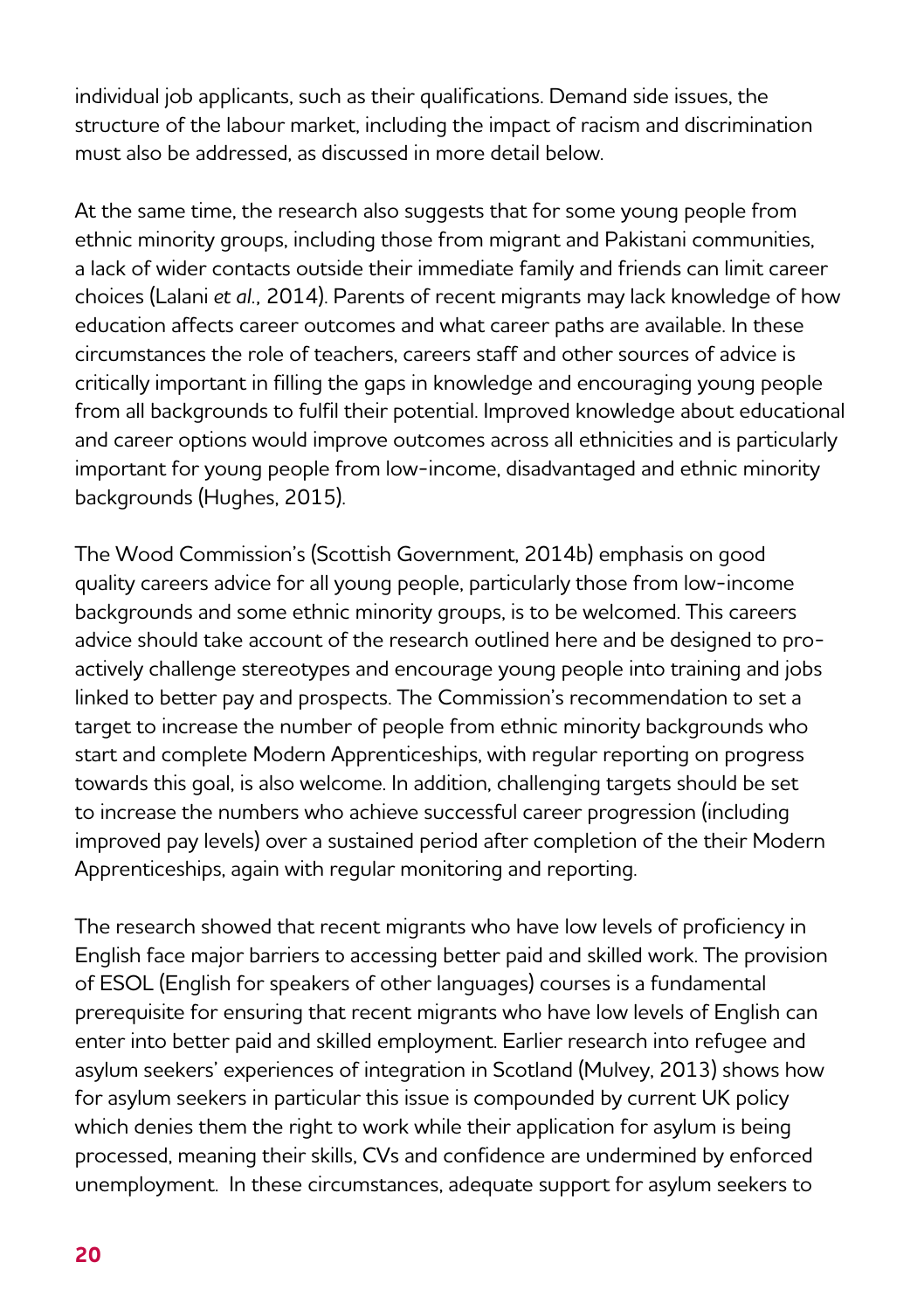individual job applicants, such as their qualifications. Demand side issues, the structure of the labour market, including the impact of racism and discrimination must also be addressed, as discussed in more detail below.

At the same time, the research also suggests that for some young people from ethnic minority groups, including those from migrant and Pakistani communities, a lack of wider contacts outside their immediate family and friends can limit career choices (Lalani *et al.,* 2014). Parents of recent migrants may lack knowledge of how education affects career outcomes and what career paths are available. In these circumstances the role of teachers, careers staff and other sources of advice is critically important in filling the gaps in knowledge and encouraging young people from all backgrounds to fulfil their potential. Improved knowledge about educational and career options would improve outcomes across all ethnicities and is particularly important for young people from low-income, disadvantaged and ethnic minority backgrounds (Hughes, 2015).

The Wood Commission's (Scottish Government, 2014b) emphasis on good quality careers advice for all young people, particularly those from low-income backgrounds and some ethnic minority groups, is to be welcomed. This careers advice should take account of the research outlined here and be designed to pro-actively challenge stereotypes and encourage young people into training and jobs linked to better pay and prospects. The Commission's recommendation to set a target to increase the number of people from ethnic minority backgrounds who start and complete Modern Apprenticeships, with regular reporting on progress towards this goal, is also welcome. In addition, challenging targets should be set to increase the numbers who achieve successful career progression (including improved pay levels) over a sustained period after completion of the their Modern Apprenticeships, again with regular monitoring and reporting.

The research showed that recent migrants who have low levels of proficiency in English face major barriers to accessing better paid and skilled work. The provision of ESOL (English for speakers of other languages) courses is a fundamental prerequisite for ensuring that recent migrants who have low levels of English can enter into better paid and skilled employment. Earlier research into refugee and asylum seekers' experiences of integration in Scotland (Mulvey, 2013) shows how for asylum seekers in particular this issue is compounded by current UK policy which denies them the right to work while their application for asylum is being processed, meaning their skills, CVs and confidence are undermined by enforced unemployment. In these circumstances, adequate support for asylum seekers to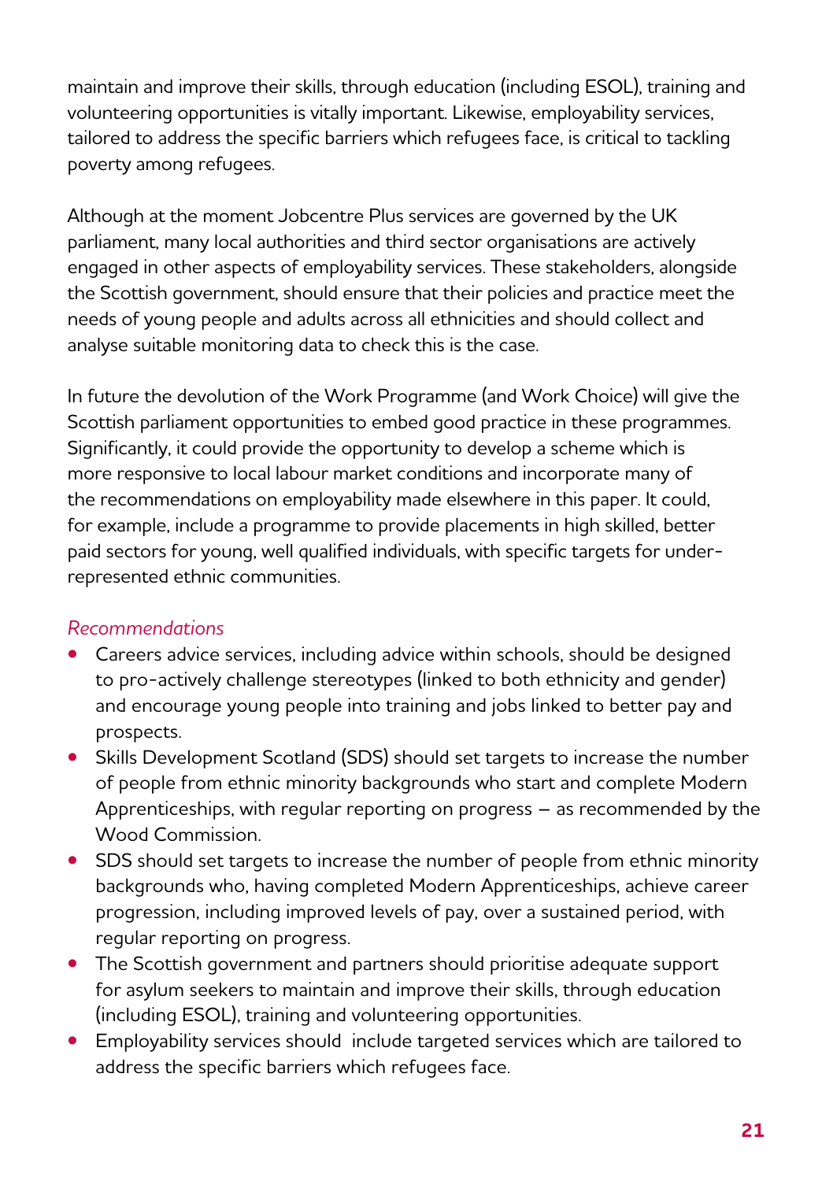maintain and improve their skills, through education (including ESOL), training and volunteering opportunities is vitally important. Likewise, employability services, tailored to address the specific barriers which refugees face, is critical to tackling poverty among refugees.

Although at the moment Jobcentre Plus services are governed by the UK parliament, many local authorities and third sector organisations are actively engaged in other aspects of employability services. These stakeholders, alongside the Scottish government, should ensure that their policies and practice meet the needs of young people and adults across all ethnicities and should collect and analyse suitable monitoring data to check this is the case.

In future the devolution of the Work Programme (and Work Choice) will give the Scottish parliament opportunities to embed good practice in these programmes. Significantly, it could provide the opportunity to develop a scheme which is more responsive to local labour market conditions and incorporate many of the recommendations on employability made elsewhere in this paper. It could, for example, include a programme to provide placements in high skilled, better paid sectors for young, well qualified individuals, with specific targets for under-represented ethnic communities.

*Recommendations*

- Careers advice services, including advice within schools, should be designed to pro-actively challenge stereotypes (linked to both ethnicity and gender) and encourage young people into training and jobs linked to better pay and prospects.
- Skills Development Scotland (SDS) should set targets to increase the number of people from ethnic minority backgrounds who start and complete Modern Apprenticeships, with regular reporting on progress – as recommended by the Wood Commission.
- SDS should set targets to increase the number of people from ethnic minority backgrounds who, having completed Modern Apprenticeships, achieve career progression, including improved levels of pay, over a sustained period, with regular reporting on progress.
- The Scottish government and partners should prioritise adequate support for asylum seekers to maintain and improve their skills, through education (including ESOL), training and volunteering opportunities.
- Employability services should include targeted services which are tailored to address the specific barriers which refugees face.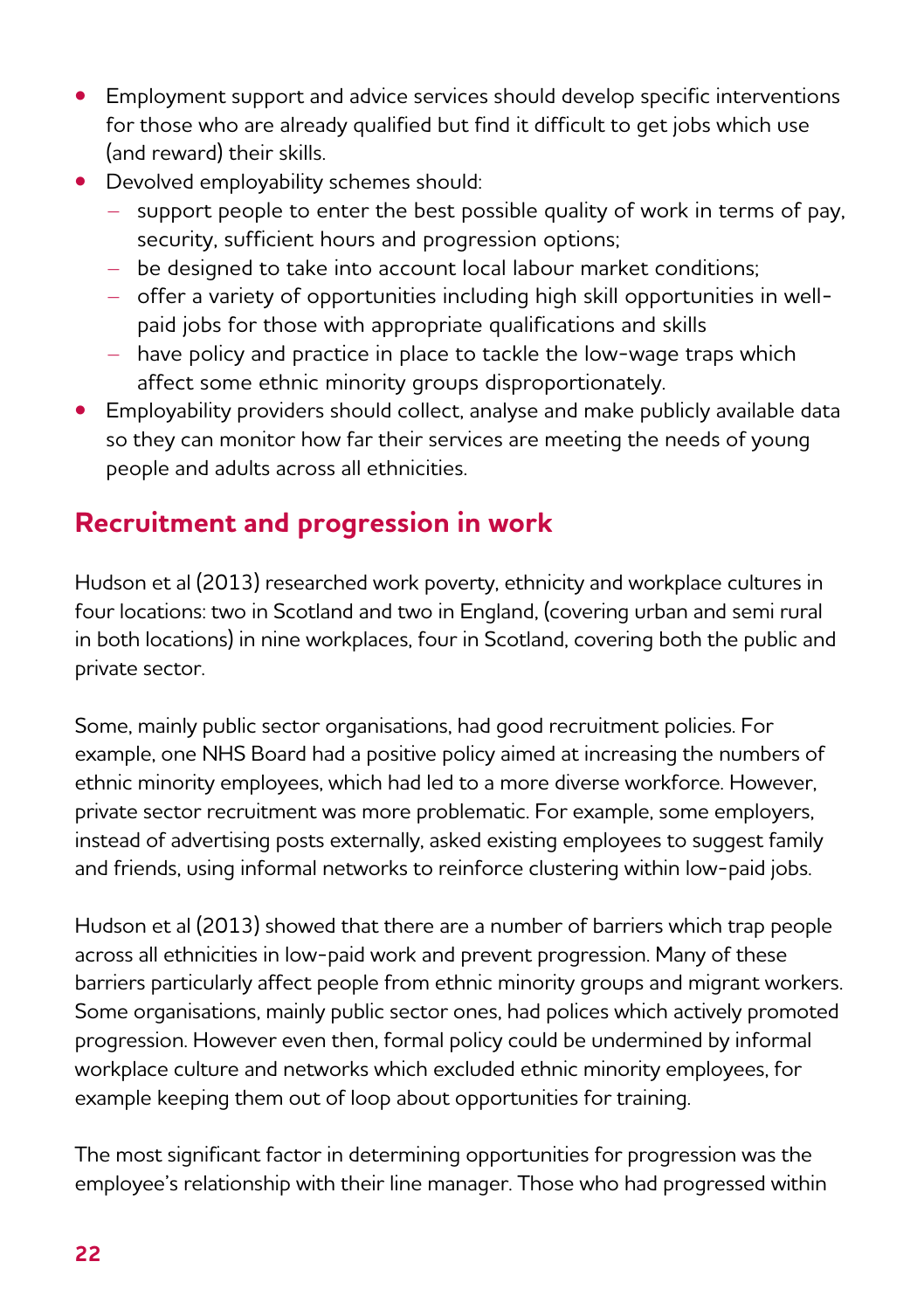- Employment support and advice services should develop specific interventions for those who are already qualified but find it difficult to get jobs which use (and reward) their skills.
- Devolved employability schemes should:
  - support people to enter the best possible quality of work in terms of pay, security, sufficient hours and progression options;
  - be designed to take into account local labour market conditions;
  - offer a variety of opportunities including high skill opportunities in well-paid jobs for those with appropriate qualifications and skills
  - have policy and practice in place to tackle the low-wage traps which affect some ethnic minority groups disproportionately.
- Employability providers should collect, analyse and make publicly available data so they can monitor how far their services are meeting the needs of young people and adults across all ethnicities.

## Recruitment and progression in work

Hudson et al (2013) researched work poverty, ethnicity and workplace cultures in four locations: two in Scotland and two in England, (covering urban and semi rural in both locations) in nine workplaces, four in Scotland, covering both the public and private sector.

Some, mainly public sector organisations, had good recruitment policies. For example, one NHS Board had a positive policy aimed at increasing the numbers of ethnic minority employees, which had led to a more diverse workforce. However, private sector recruitment was more problematic. For example, some employers, instead of advertising posts externally, asked existing employees to suggest family and friends, using informal networks to reinforce clustering within low-paid jobs.

Hudson et al (2013) showed that there are a number of barriers which trap people across all ethnicities in low-paid work and prevent progression. Many of these barriers particularly affect people from ethnic minority groups and migrant workers. Some organisations, mainly public sector ones, had polices which actively promoted progression. However even then, formal policy could be undermined by informal workplace culture and networks which excluded ethnic minority employees, for example keeping them out of loop about opportunities for training.

The most significant factor in determining opportunities for progression was the employee's relationship with their line manager. Those who had progressed within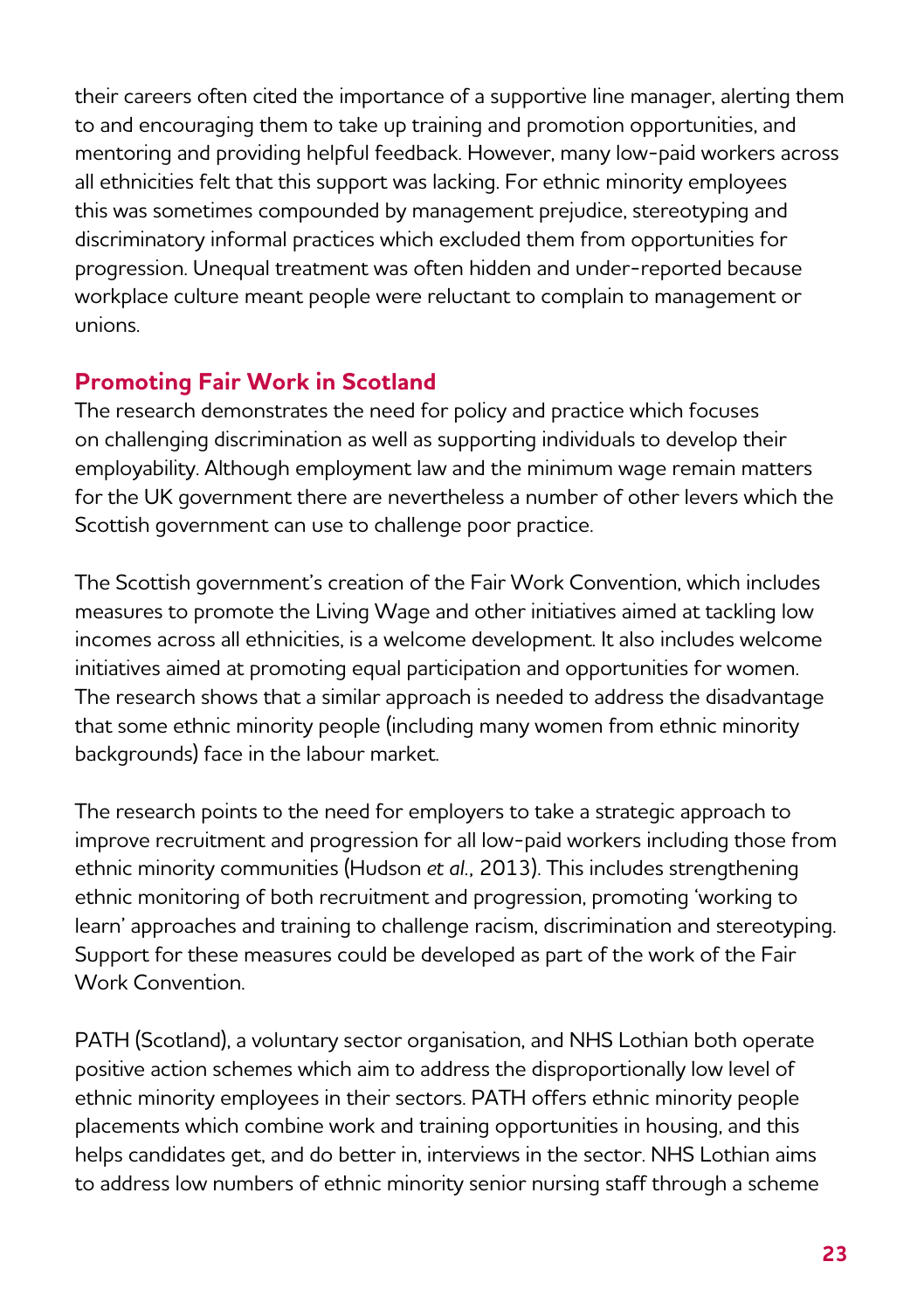their careers often cited the importance of a supportive line manager, alerting them to and encouraging them to take up training and promotion opportunities, and mentoring and providing helpful feedback. However, many low-paid workers across all ethnicities felt that this support was lacking. For ethnic minority employees this was sometimes compounded by management prejudice, stereotyping and discriminatory informal practices which excluded them from opportunities for progression. Unequal treatment was often hidden and under-reported because workplace culture meant people were reluctant to complain to management or unions.

## Promoting Fair Work in Scotland

The research demonstrates the need for policy and practice which focuses on challenging discrimination as well as supporting individuals to develop their employability. Although employment law and the minimum wage remain matters for the UK government there are nevertheless a number of other levers which the Scottish government can use to challenge poor practice.

The Scottish government's creation of the Fair Work Convention, which includes measures to promote the Living Wage and other initiatives aimed at tackling low incomes across all ethnicities, is a welcome development. It also includes welcome initiatives aimed at promoting equal participation and opportunities for women. The research shows that a similar approach is needed to address the disadvantage that some ethnic minority people (including many women from ethnic minority backgrounds) face in the labour market.

The research points to the need for employers to take a strategic approach to improve recruitment and progression for all low-paid workers including those from ethnic minority communities (Hudson *et al.*, 2013). This includes strengthening ethnic monitoring of both recruitment and progression, promoting 'working to learn' approaches and training to challenge racism, discrimination and stereotyping. Support for these measures could be developed as part of the work of the Fair Work Convention.

PATH (Scotland), a voluntary sector organisation, and NHS Lothian both operate positive action schemes which aim to address the disproportionally low level of ethnic minority employees in their sectors. PATH offers ethnic minority people placements which combine work and training opportunities in housing, and this helps candidates get, and do better in, interviews in the sector. NHS Lothian aims to address low numbers of ethnic minority senior nursing staff through a scheme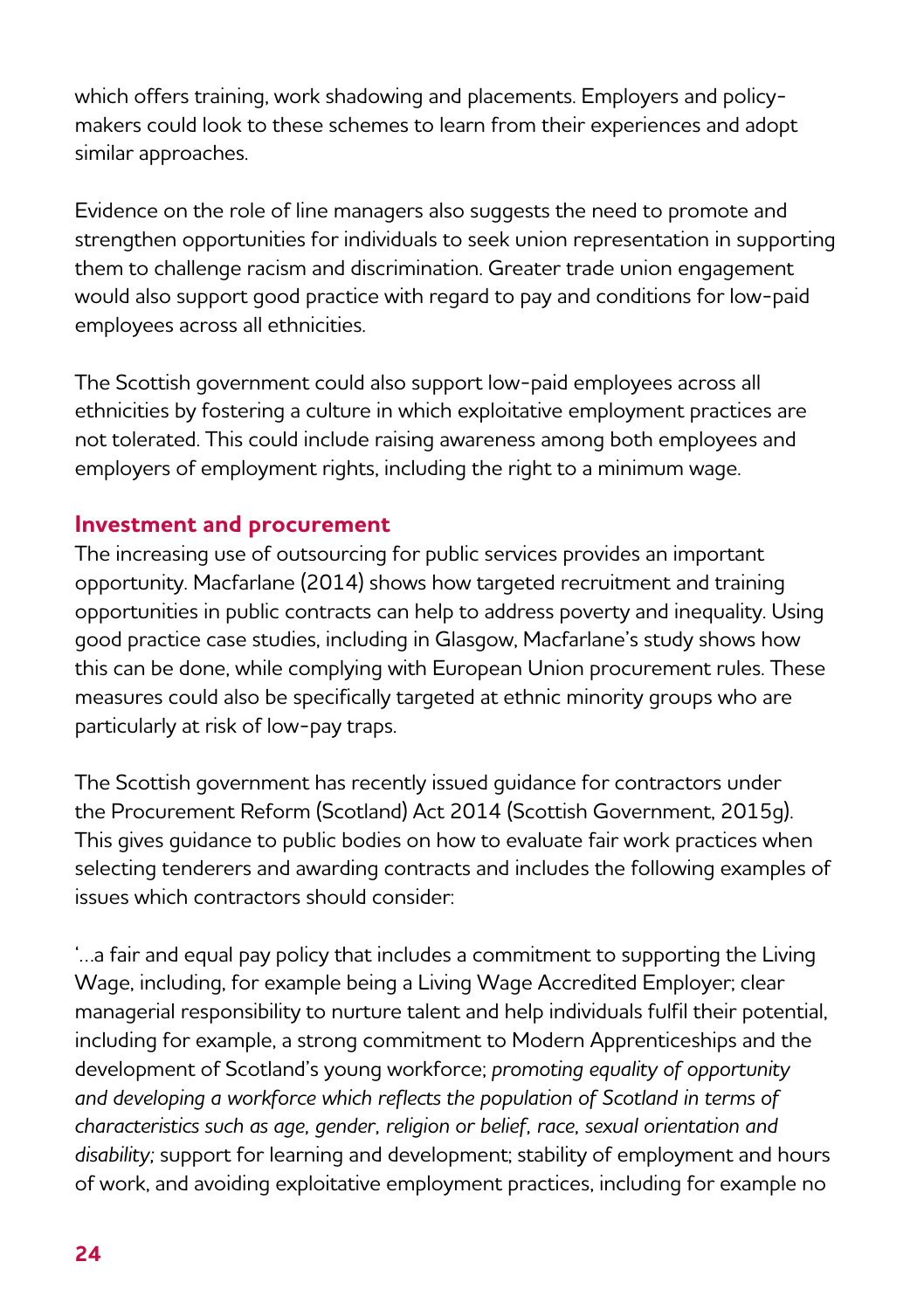which offers training, work shadowing and placements. Employers and policy-makers could look to these schemes to learn from their experiences and adopt similar approaches.

Evidence on the role of line managers also suggests the need to promote and strengthen opportunities for individuals to seek union representation in supporting them to challenge racism and discrimination. Greater trade union engagement would also support good practice with regard to pay and conditions for low-paid employees across all ethnicities.

The Scottish government could also support low-paid employees across all ethnicities by fostering a culture in which exploitative employment practices are not tolerated. This could include raising awareness among both employees and employers of employment rights, including the right to a minimum wage.

### Investment and procurement

The increasing use of outsourcing for public services provides an important opportunity. Macfarlane (2014) shows how targeted recruitment and training opportunities in public contracts can help to address poverty and inequality. Using good practice case studies, including in Glasgow, Macfarlane's study shows how this can be done, while complying with European Union procurement rules. These measures could also be specifically targeted at ethnic minority groups who are particularly at risk of low-pay traps.

The Scottish government has recently issued guidance for contractors under the Procurement Reform (Scotland) Act 2014 (Scottish Government, 2015g). This gives guidance to public bodies on how to evaluate fair work practices when selecting tenderers and awarding contracts and includes the following examples of issues which contractors should consider:

'…a fair and equal pay policy that includes a commitment to supporting the Living Wage, including, for example being a Living Wage Accredited Employer; clear managerial responsibility to nurture talent and help individuals fulfil their potential, including for example, a strong commitment to Modern Apprenticeships and the development of Scotland's young workforce; *promoting equality of opportunity and developing a workforce which reflects the population of Scotland in terms of characteristics such as age, gender, religion or belief, race, sexual orientation and disability;* support for learning and development; stability of employment and hours of work, and avoiding exploitative employment practices, including for example no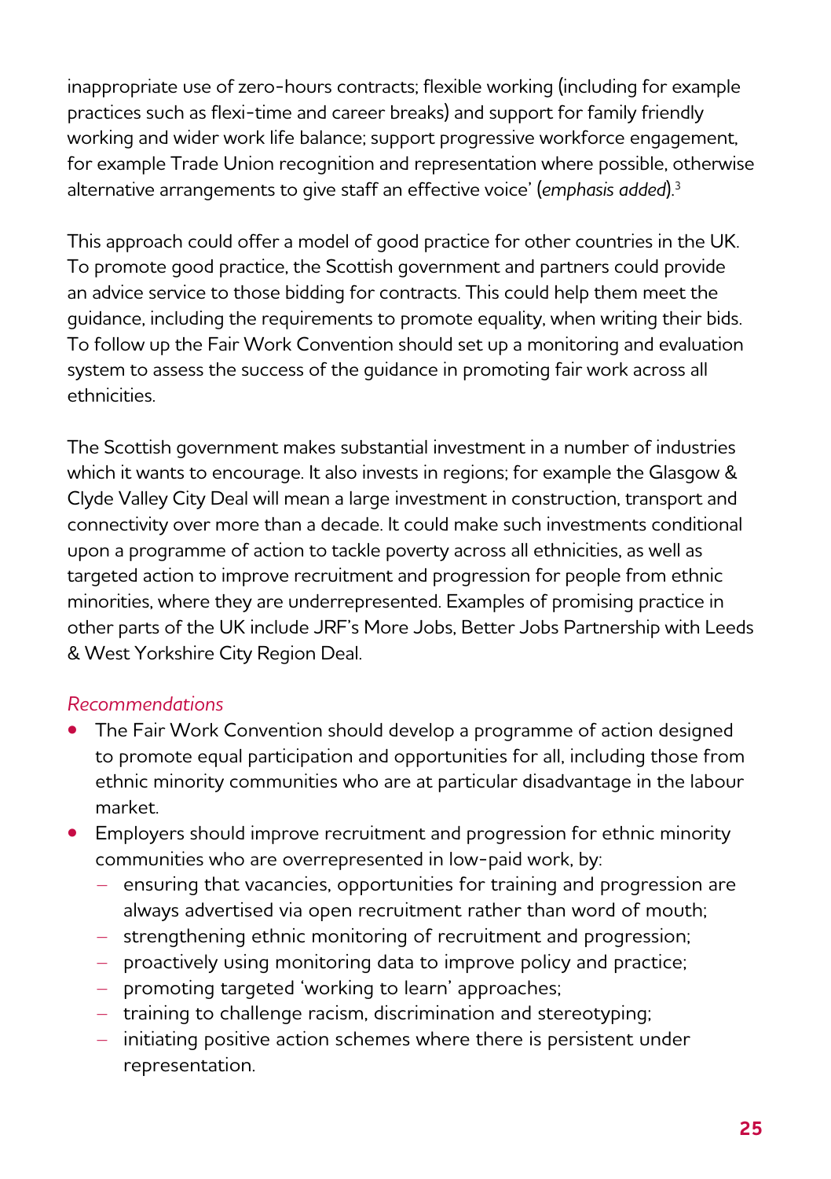inappropriate use of zero-hours contracts; flexible working (including for example practices such as flexi-time and career breaks) and support for family friendly working and wider work life balance; support progressive workforce engagement, for example Trade Union recognition and representation where possible, otherwise alternative arrangements to give staff an effective voice' (*emphasis added*).[3]

This approach could offer a model of good practice for other countries in the UK. To promote good practice, the Scottish government and partners could provide an advice service to those bidding for contracts. This could help them meet the guidance, including the requirements to promote equality, when writing their bids. To follow up the Fair Work Convention should set up a monitoring and evaluation system to assess the success of the guidance in promoting fair work across all ethnicities.

The Scottish government makes substantial investment in a number of industries which it wants to encourage. It also invests in regions; for example the Glasgow & Clyde Valley City Deal will mean a large investment in construction, transport and connectivity over more than a decade. It could make such investments conditional upon a programme of action to tackle poverty across all ethnicities, as well as targeted action to improve recruitment and progression for people from ethnic minorities, where they are underrepresented. Examples of promising practice in other parts of the UK include JRF's More Jobs, Better Jobs Partnership with Leeds & West Yorkshire City Region Deal.

*Recommendations*

- The Fair Work Convention should develop a programme of action designed to promote equal participation and opportunities for all, including those from ethnic minority communities who are at particular disadvantage in the labour market.
- Employers should improve recruitment and progression for ethnic minority communities who are overrepresented in low-paid work, by:
  - ensuring that vacancies, opportunities for training and progression are always advertised via open recruitment rather than word of mouth;
  - strengthening ethnic monitoring of recruitment and progression;
  - proactively using monitoring data to improve policy and practice;
  - promoting targeted 'working to learn' approaches;
  - training to challenge racism, discrimination and stereotyping;
  - initiating positive action schemes where there is persistent under representation.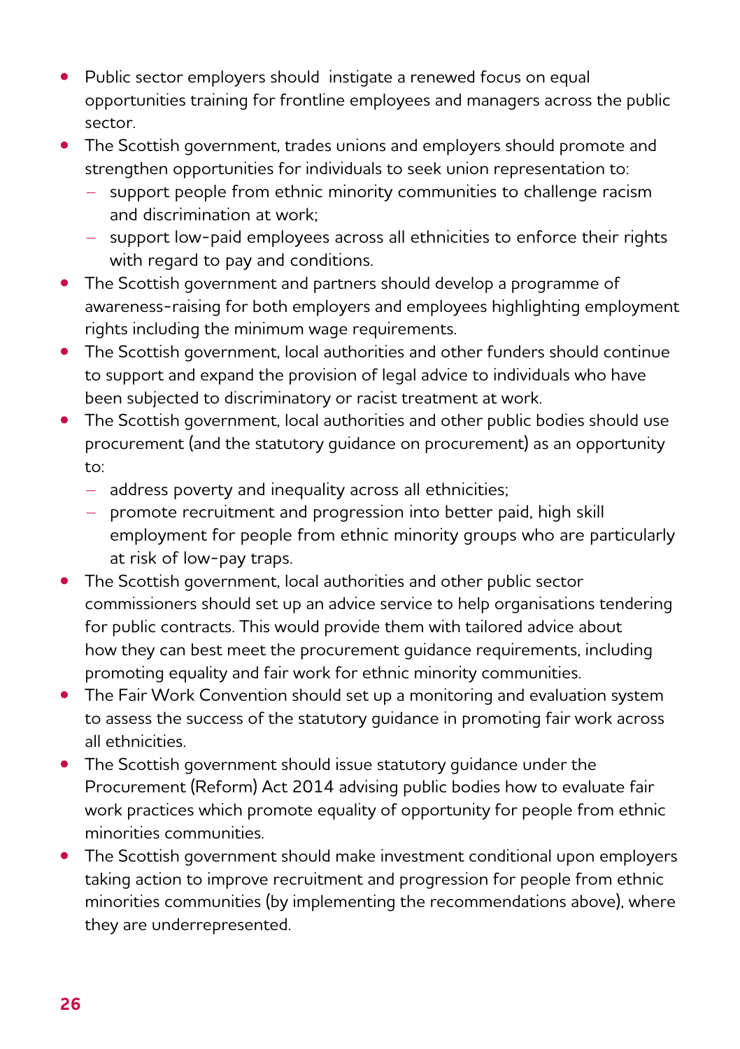- Public sector employers should  instigate a renewed focus on equal opportunities training for frontline employees and managers across the public sector.
- The Scottish government, trades unions and employers should promote and strengthen opportunities for individuals to seek union representation to:
  - support people from ethnic minority communities to challenge racism and discrimination at work;
  - support low-paid employees across all ethnicities to enforce their rights with regard to pay and conditions.
- The Scottish government and partners should develop a programme of awareness-raising for both employers and employees highlighting employment rights including the minimum wage requirements.
- The Scottish government, local authorities and other funders should continue to support and expand the provision of legal advice to individuals who have been subjected to discriminatory or racist treatment at work.
- The Scottish government, local authorities and other public bodies should use procurement (and the statutory guidance on procurement) as an opportunity to:
  - address poverty and inequality across all ethnicities;
  - promote recruitment and progression into better paid, high skill employment for people from ethnic minority groups who are particularly at risk of low-pay traps.
- The Scottish government, local authorities and other public sector commissioners should set up an advice service to help organisations tendering for public contracts. This would provide them with tailored advice about how they can best meet the procurement guidance requirements, including promoting equality and fair work for ethnic minority communities.
- The Fair Work Convention should set up a monitoring and evaluation system to assess the success of the statutory guidance in promoting fair work across all ethnicities.
- The Scottish government should issue statutory guidance under the Procurement (Reform) Act 2014 advising public bodies how to evaluate fair work practices which promote equality of opportunity for people from ethnic minorities communities.
- The Scottish government should make investment conditional upon employers taking action to improve recruitment and progression for people from ethnic minorities communities (by implementing the recommendations above), where they are underrepresented.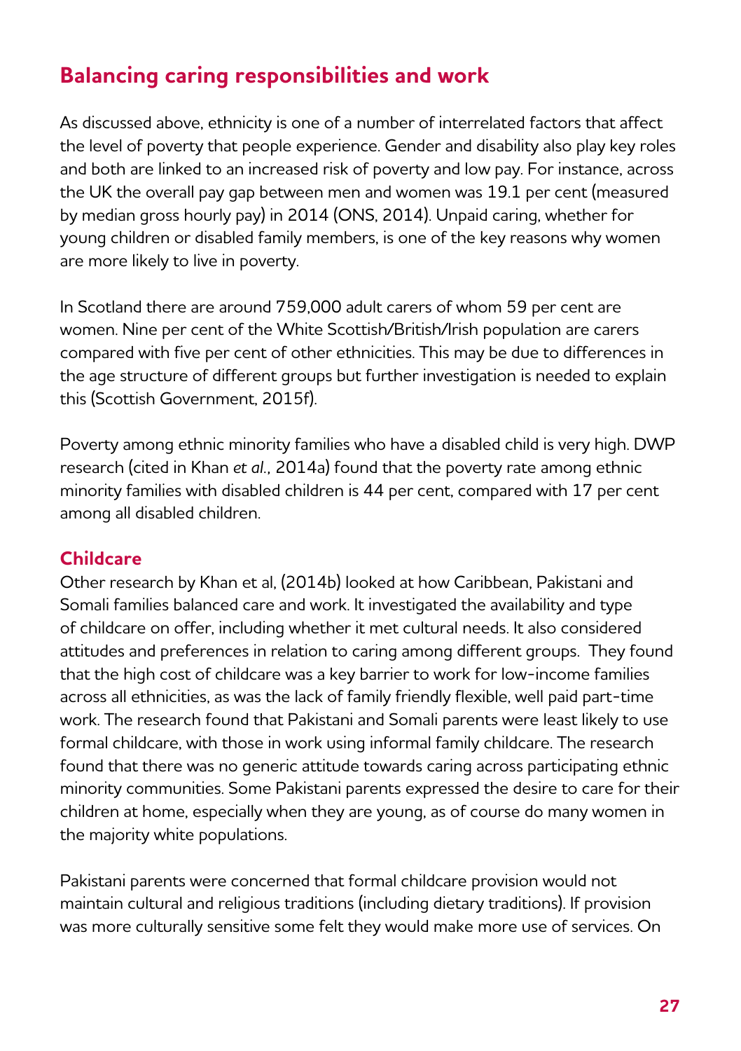## Balancing caring responsibilities and work

As discussed above, ethnicity is one of a number of interrelated factors that affect the level of poverty that people experience. Gender and disability also play key roles and both are linked to an increased risk of poverty and low pay. For instance, across the UK the overall pay gap between men and women was 19.1 per cent (measured by median gross hourly pay) in 2014 (ONS, 2014). Unpaid caring, whether for young children or disabled family members, is one of the key reasons why women are more likely to live in poverty.

In Scotland there are around 759,000 adult carers of whom 59 per cent are women. Nine per cent of the White Scottish/British/Irish population are carers compared with five per cent of other ethnicities. This may be due to differences in the age structure of different groups but further investigation is needed to explain this (Scottish Government, 2015f).

Poverty among ethnic minority families who have a disabled child is very high. DWP research (cited in Khan *et al.*, 2014a) found that the poverty rate among ethnic minority families with disabled children is 44 per cent, compared with 17 per cent among all disabled children.

### Childcare

Other research by Khan et al, (2014b) looked at how Caribbean, Pakistani and Somali families balanced care and work. It investigated the availability and type of childcare on offer, including whether it met cultural needs. It also considered attitudes and preferences in relation to caring among different groups. They found that the high cost of childcare was a key barrier to work for low-income families across all ethnicities, as was the lack of family friendly flexible, well paid part-time work. The research found that Pakistani and Somali parents were least likely to use formal childcare, with those in work using informal family childcare. The research found that there was no generic attitude towards caring across participating ethnic minority communities. Some Pakistani parents expressed the desire to care for their children at home, especially when they are young, as of course do many women in the majority white populations.

Pakistani parents were concerned that formal childcare provision would not maintain cultural and religious traditions (including dietary traditions). If provision was more culturally sensitive some felt they would make more use of services. On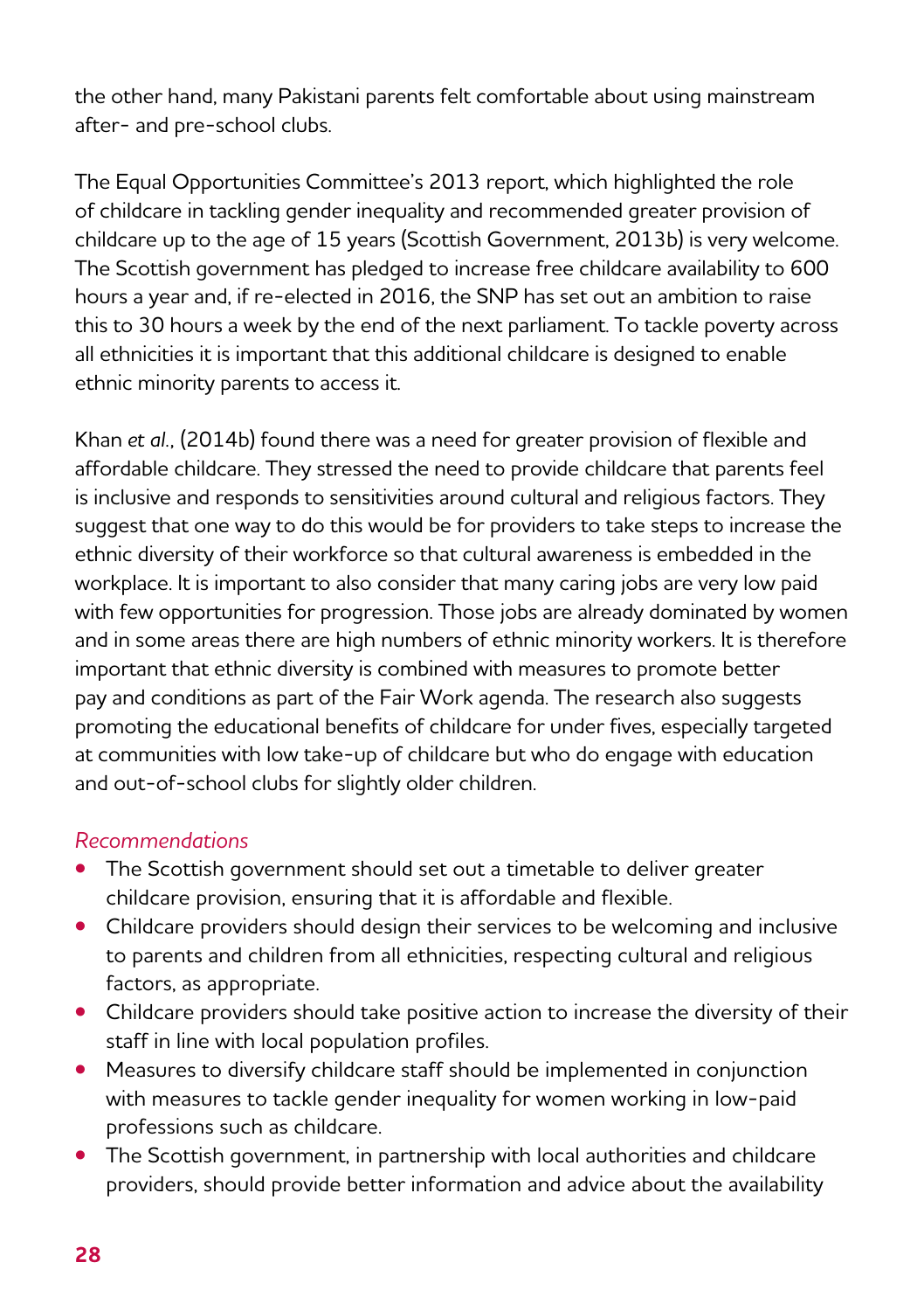the other hand, many Pakistani parents felt comfortable about using mainstream after- and pre-school clubs.

The Equal Opportunities Committee's 2013 report, which highlighted the role of childcare in tackling gender inequality and recommended greater provision of childcare up to the age of 15 years (Scottish Government, 2013b) is very welcome. The Scottish government has pledged to increase free childcare availability to 600 hours a year and, if re-elected in 2016, the SNP has set out an ambition to raise this to 30 hours a week by the end of the next parliament. To tackle poverty across all ethnicities it is important that this additional childcare is designed to enable ethnic minority parents to access it.

Khan *et al.*, (2014b) found there was a need for greater provision of flexible and affordable childcare. They stressed the need to provide childcare that parents feel is inclusive and responds to sensitivities around cultural and religious factors. They suggest that one way to do this would be for providers to take steps to increase the ethnic diversity of their workforce so that cultural awareness is embedded in the workplace. It is important to also consider that many caring jobs are very low paid with few opportunities for progression. Those jobs are already dominated by women and in some areas there are high numbers of ethnic minority workers. It is therefore important that ethnic diversity is combined with measures to promote better pay and conditions as part of the Fair Work agenda. The research also suggests promoting the educational benefits of childcare for under fives, especially targeted at communities with low take-up of childcare but who do engage with education and out-of-school clubs for slightly older children.

*Recommendations*

- The Scottish government should set out a timetable to deliver greater childcare provision, ensuring that it is affordable and flexible.
- Childcare providers should design their services to be welcoming and inclusive to parents and children from all ethnicities, respecting cultural and religious factors, as appropriate.
- Childcare providers should take positive action to increase the diversity of their staff in line with local population profiles.
- Measures to diversify childcare staff should be implemented in conjunction with measures to tackle gender inequality for women working in low-paid professions such as childcare.
- The Scottish government, in partnership with local authorities and childcare providers, should provide better information and advice about the availability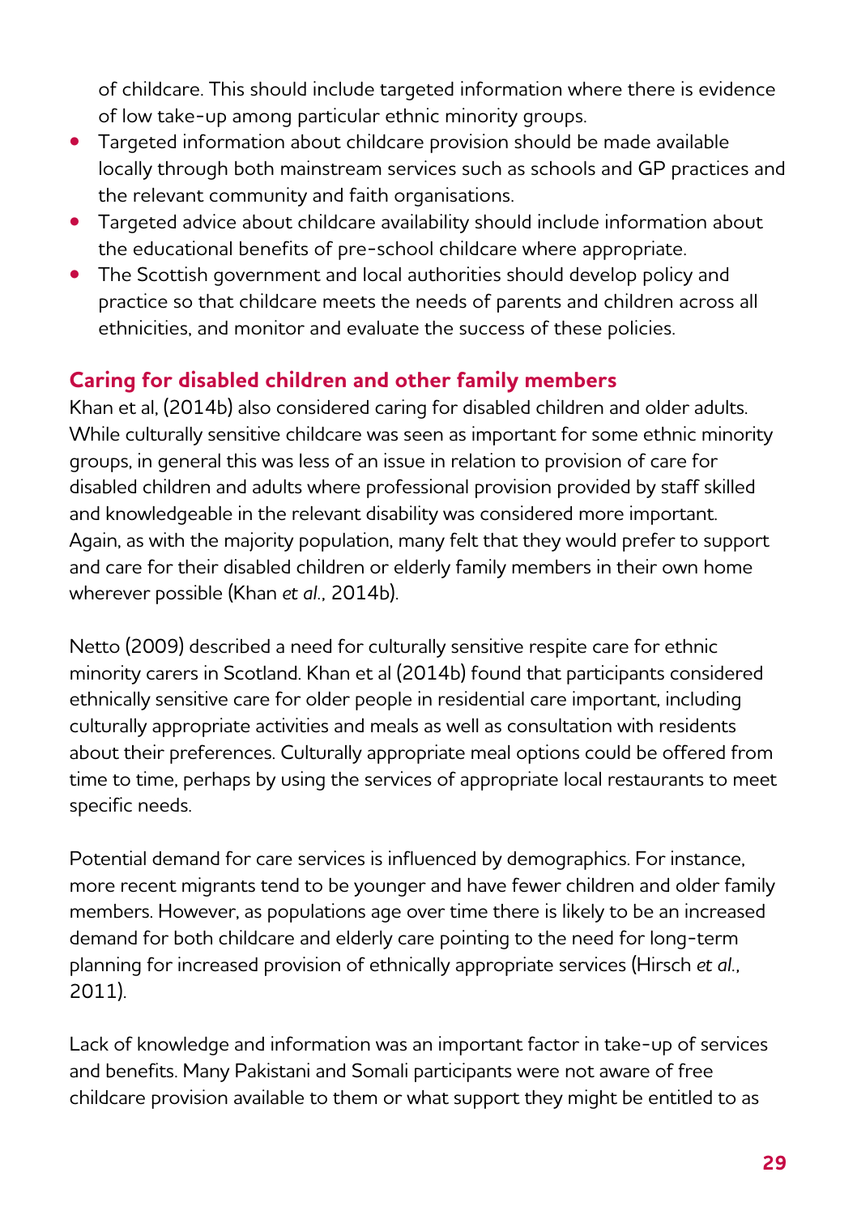of childcare. This should include targeted information where there is evidence of low take-up among particular ethnic minority groups.

- Targeted information about childcare provision should be made available locally through both mainstream services such as schools and GP practices and the relevant community and faith organisations.
- Targeted advice about childcare availability should include information about the educational benefits of pre-school childcare where appropriate.
- The Scottish government and local authorities should develop policy and practice so that childcare meets the needs of parents and children across all ethnicities, and monitor and evaluate the success of these policies.

## Caring for disabled children and other family members

Khan et al, (2014b) also considered caring for disabled children and older adults. While culturally sensitive childcare was seen as important for some ethnic minority groups, in general this was less of an issue in relation to provision of care for disabled children and adults where professional provision provided by staff skilled and knowledgeable in the relevant disability was considered more important. Again, as with the majority population, many felt that they would prefer to support and care for their disabled children or elderly family members in their own home wherever possible (Khan *et al.*, 2014b).

Netto (2009) described a need for culturally sensitive respite care for ethnic minority carers in Scotland. Khan et al (2014b) found that participants considered ethnically sensitive care for older people in residential care important, including culturally appropriate activities and meals as well as consultation with residents about their preferences. Culturally appropriate meal options could be offered from time to time, perhaps by using the services of appropriate local restaurants to meet specific needs.

Potential demand for care services is influenced by demographics. For instance, more recent migrants tend to be younger and have fewer children and older family members. However, as populations age over time there is likely to be an increased demand for both childcare and elderly care pointing to the need for long-term planning for increased provision of ethnically appropriate services (Hirsch *et al.*, 2011).

Lack of knowledge and information was an important factor in take-up of services and benefits. Many Pakistani and Somali participants were not aware of free childcare provision available to them or what support they might be entitled to as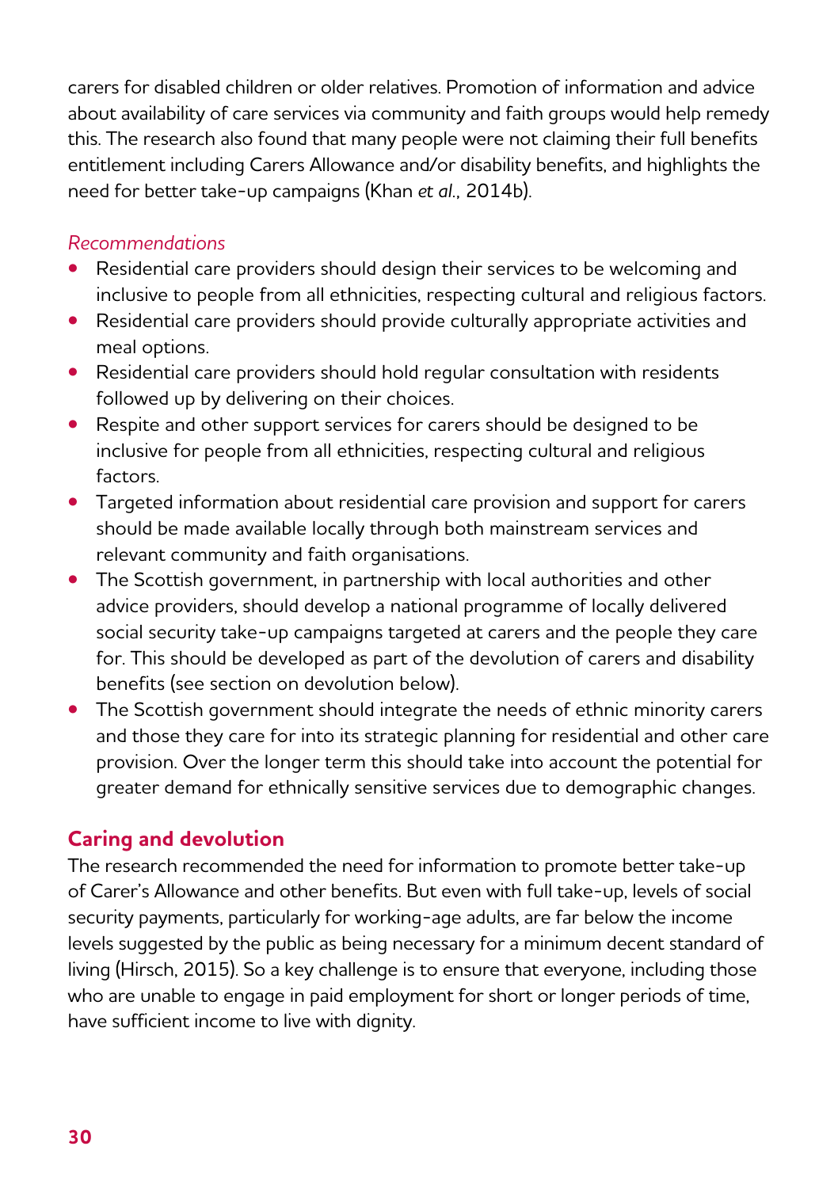carers for disabled children or older relatives. Promotion of information and advice about availability of care services via community and faith groups would help remedy this. The research also found that many people were not claiming their full benefits entitlement including Carers Allowance and/or disability benefits, and highlights the need for better take-up campaigns (Khan *et al.*, 2014b).

*Recommendations*

- Residential care providers should design their services to be welcoming and inclusive to people from all ethnicities, respecting cultural and religious factors.
- Residential care providers should provide culturally appropriate activities and meal options.
- Residential care providers should hold regular consultation with residents followed up by delivering on their choices.
- Respite and other support services for carers should be designed to be inclusive for people from all ethnicities, respecting cultural and religious factors.
- Targeted information about residential care provision and support for carers should be made available locally through both mainstream services and relevant community and faith organisations.
- The Scottish government, in partnership with local authorities and other advice providers, should develop a national programme of locally delivered social security take-up campaigns targeted at carers and the people they care for. This should be developed as part of the devolution of carers and disability benefits (see section on devolution below).
- The Scottish government should integrate the needs of ethnic minority carers and those they care for into its strategic planning for residential and other care provision. Over the longer term this should take into account the potential for greater demand for ethnically sensitive services due to demographic changes.

## Caring and devolution

The research recommended the need for information to promote better take-up of Carer's Allowance and other benefits. But even with full take-up, levels of social security payments, particularly for working-age adults, are far below the income levels suggested by the public as being necessary for a minimum decent standard of living (Hirsch, 2015). So a key challenge is to ensure that everyone, including those who are unable to engage in paid employment for short or longer periods of time, have sufficient income to live with dignity.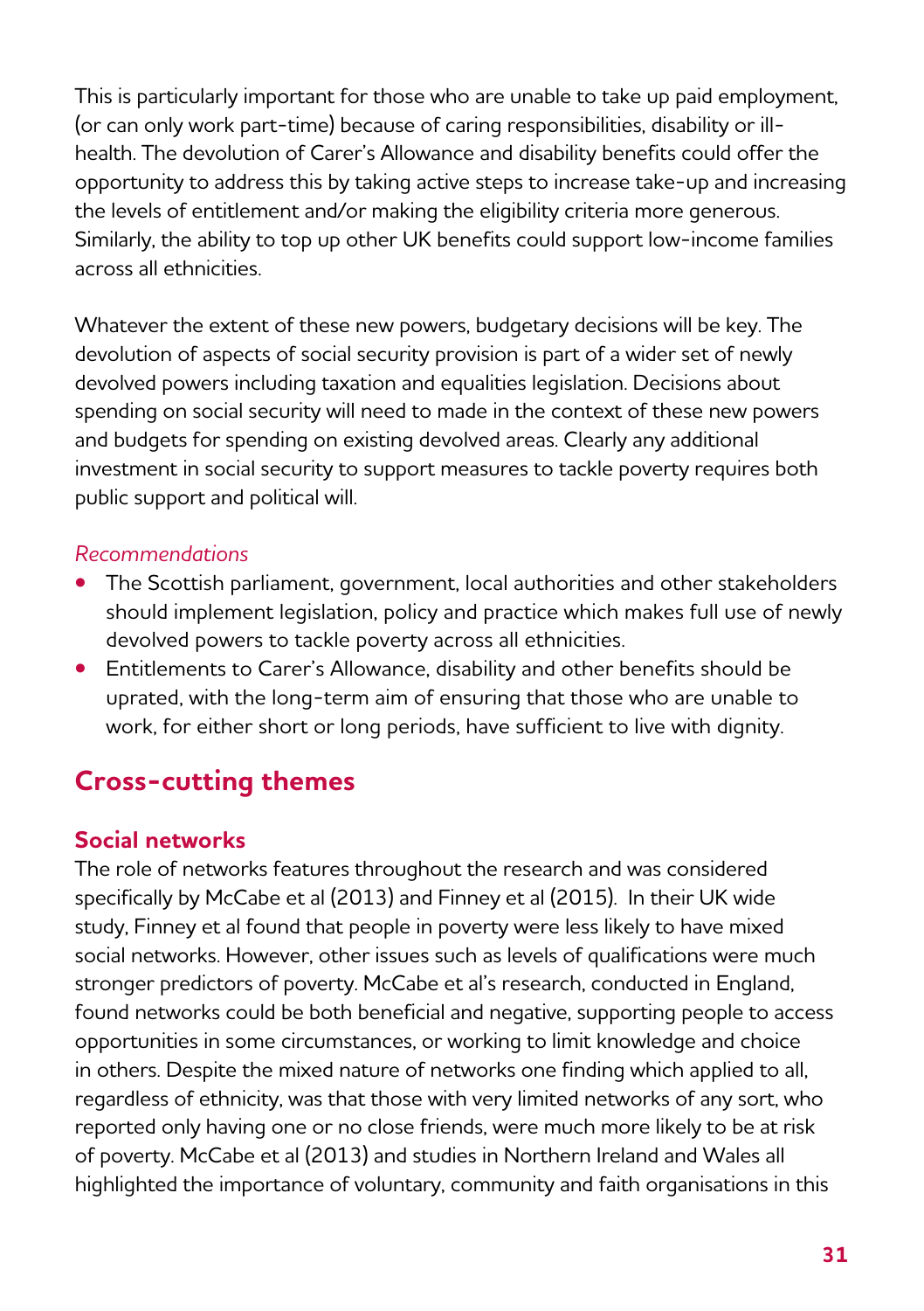This is particularly important for those who are unable to take up paid employment, (or can only work part-time) because of caring responsibilities, disability or ill-health. The devolution of Carer's Allowance and disability benefits could offer the opportunity to address this by taking active steps to increase take-up and increasing the levels of entitlement and/or making the eligibility criteria more generous. Similarly, the ability to top up other UK benefits could support low-income families across all ethnicities.

Whatever the extent of these new powers, budgetary decisions will be key. The devolution of aspects of social security provision is part of a wider set of newly devolved powers including taxation and equalities legislation. Decisions about spending on social security will need to made in the context of these new powers and budgets for spending on existing devolved areas. Clearly any additional investment in social security to support measures to tackle poverty requires both public support and political will.

*Recommendations*

- The Scottish parliament, government, local authorities and other stakeholders should implement legislation, policy and practice which makes full use of newly devolved powers to tackle poverty across all ethnicities.
- Entitlements to Carer's Allowance, disability and other benefits should be uprated, with the long-term aim of ensuring that those who are unable to work, for either short or long periods, have sufficient to live with dignity.

## Cross-cutting themes

### Social networks

The role of networks features throughout the research and was considered specifically by McCabe et al (2013) and Finney et al (2015). In their UK wide study, Finney et al found that people in poverty were less likely to have mixed social networks. However, other issues such as levels of qualifications were much stronger predictors of poverty. McCabe et al's research, conducted in England, found networks could be both beneficial and negative, supporting people to access opportunities in some circumstances, or working to limit knowledge and choice in others. Despite the mixed nature of networks one finding which applied to all, regardless of ethnicity, was that those with very limited networks of any sort, who reported only having one or no close friends, were much more likely to be at risk of poverty. McCabe et al (2013) and studies in Northern Ireland and Wales all highlighted the importance of voluntary, community and faith organisations in this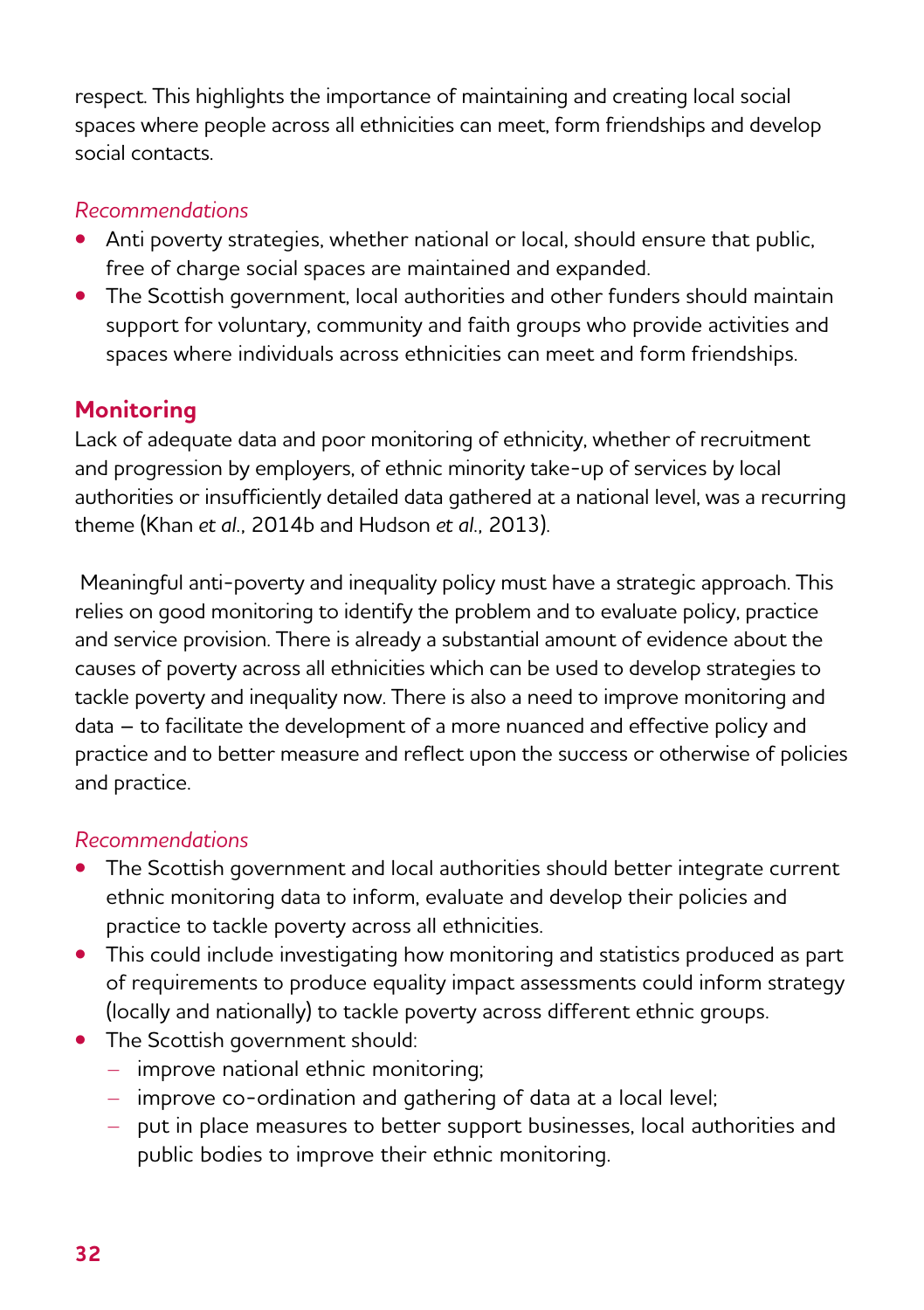respect. This highlights the importance of maintaining and creating local social spaces where people across all ethnicities can meet, form friendships and develop social contacts.

*Recommendations*

- Anti poverty strategies, whether national or local, should ensure that public, free of charge social spaces are maintained and expanded.
- The Scottish government, local authorities and other funders should maintain support for voluntary, community and faith groups who provide activities and spaces where individuals across ethnicities can meet and form friendships.

## Monitoring

Lack of adequate data and poor monitoring of ethnicity, whether of recruitment and progression by employers, of ethnic minority take-up of services by local authorities or insufficiently detailed data gathered at a national level, was a recurring theme (Khan *et al.*, 2014b and Hudson *et al.*, 2013).

Meaningful anti-poverty and inequality policy must have a strategic approach. This relies on good monitoring to identify the problem and to evaluate policy, practice and service provision. There is already a substantial amount of evidence about the causes of poverty across all ethnicities which can be used to develop strategies to tackle poverty and inequality now. There is also a need to improve monitoring and data – to facilitate the development of a more nuanced and effective policy and practice and to better measure and reflect upon the success or otherwise of policies and practice.

*Recommendations*

- The Scottish government and local authorities should better integrate current ethnic monitoring data to inform, evaluate and develop their policies and practice to tackle poverty across all ethnicities.
- This could include investigating how monitoring and statistics produced as part of requirements to produce equality impact assessments could inform strategy (locally and nationally) to tackle poverty across different ethnic groups.
- The Scottish government should:
  - improve national ethnic monitoring;
  - improve co-ordination and gathering of data at a local level;
  - put in place measures to better support businesses, local authorities and public bodies to improve their ethnic monitoring.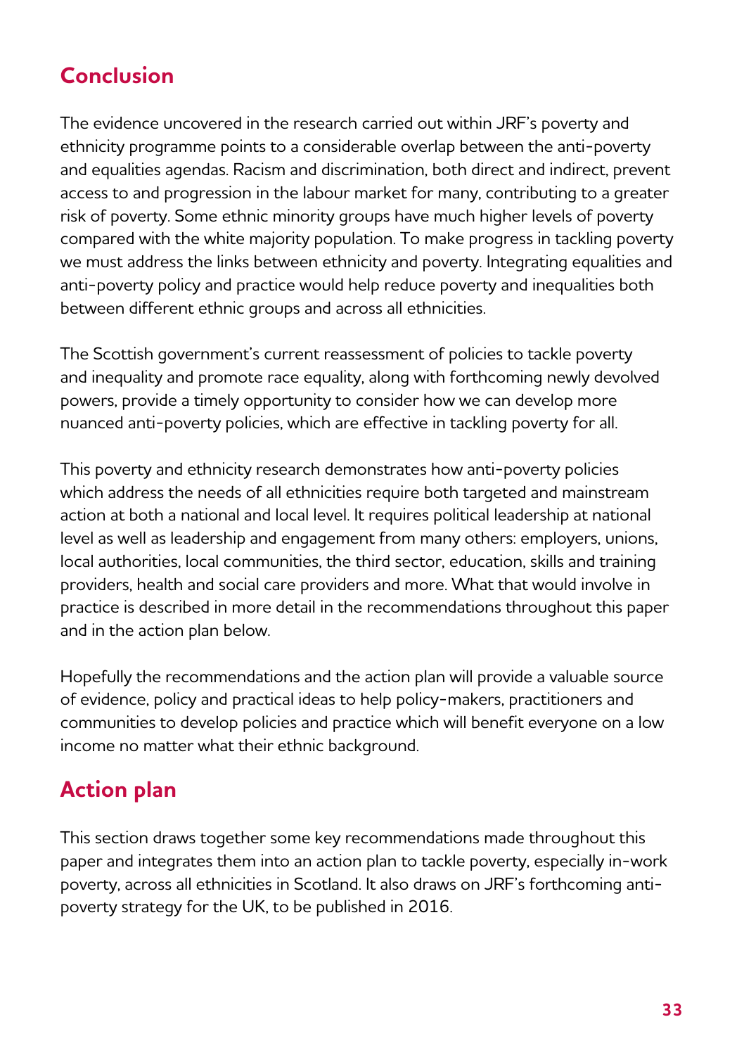## Conclusion

The evidence uncovered in the research carried out within JRF's poverty and ethnicity programme points to a considerable overlap between the anti-poverty and equalities agendas. Racism and discrimination, both direct and indirect, prevent access to and progression in the labour market for many, contributing to a greater risk of poverty. Some ethnic minority groups have much higher levels of poverty compared with the white majority population. To make progress in tackling poverty we must address the links between ethnicity and poverty. Integrating equalities and anti-poverty policy and practice would help reduce poverty and inequalities both between different ethnic groups and across all ethnicities.

The Scottish government's current reassessment of policies to tackle poverty and inequality and promote race equality, along with forthcoming newly devolved powers, provide a timely opportunity to consider how we can develop more nuanced anti-poverty policies, which are effective in tackling poverty for all.

This poverty and ethnicity research demonstrates how anti-poverty policies which address the needs of all ethnicities require both targeted and mainstream action at both a national and local level. It requires political leadership at national level as well as leadership and engagement from many others: employers, unions, local authorities, local communities, the third sector, education, skills and training providers, health and social care providers and more. What that would involve in practice is described in more detail in the recommendations throughout this paper and in the action plan below.

Hopefully the recommendations and the action plan will provide a valuable source of evidence, policy and practical ideas to help policy-makers, practitioners and communities to develop policies and practice which will benefit everyone on a low income no matter what their ethnic background.

## Action plan

This section draws together some key recommendations made throughout this paper and integrates them into an action plan to tackle poverty, especially in-work poverty, across all ethnicities in Scotland. It also draws on JRF's forthcoming anti-poverty strategy for the UK, to be published in 2016.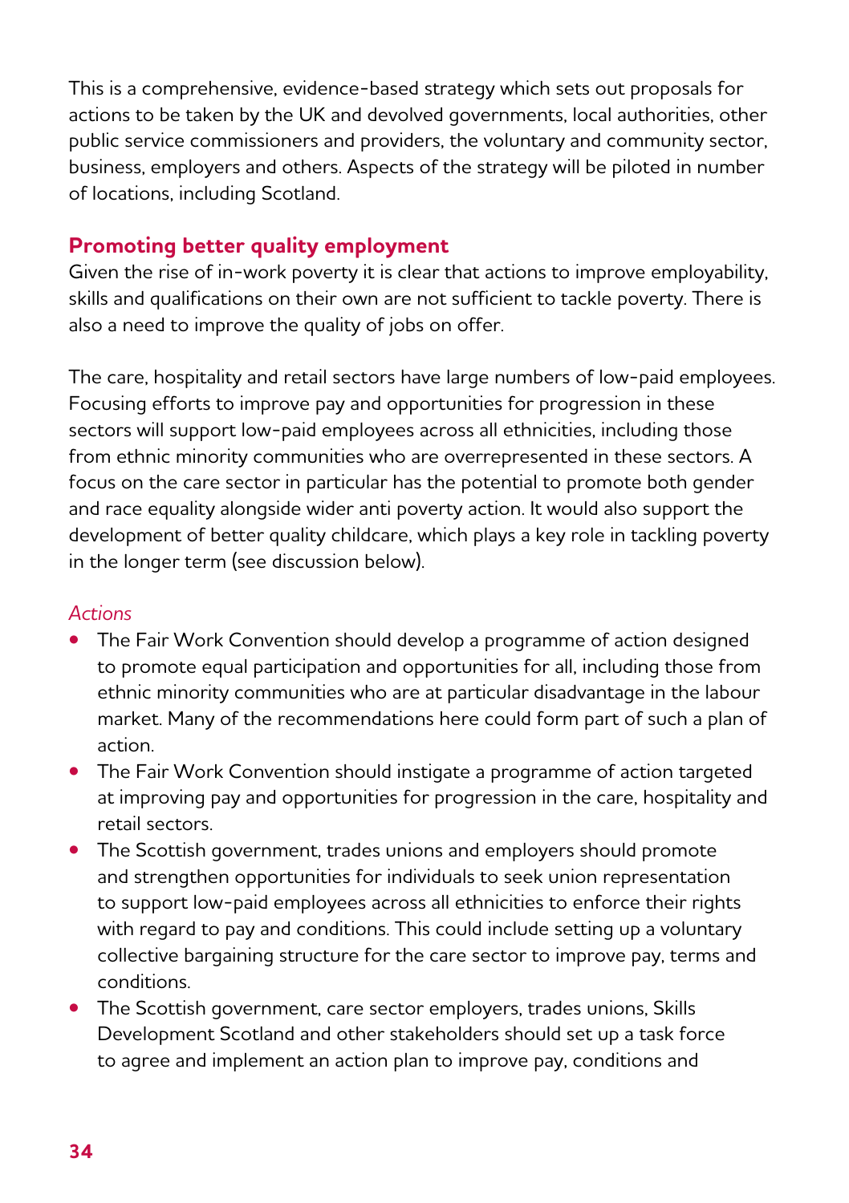This is a comprehensive, evidence-based strategy which sets out proposals for actions to be taken by the UK and devolved governments, local authorities, other public service commissioners and providers, the voluntary and community sector, business, employers and others. Aspects of the strategy will be piloted in number of locations, including Scotland.

## Promoting better quality employment

Given the rise of in-work poverty it is clear that actions to improve employability, skills and qualifications on their own are not sufficient to tackle poverty. There is also a need to improve the quality of jobs on offer.

The care, hospitality and retail sectors have large numbers of low-paid employees. Focusing efforts to improve pay and opportunities for progression in these sectors will support low-paid employees across all ethnicities, including those from ethnic minority communities who are overrepresented in these sectors. A focus on the care sector in particular has the potential to promote both gender and race equality alongside wider anti poverty action. It would also support the development of better quality childcare, which plays a key role in tackling poverty in the longer term (see discussion below).

*Actions*

- The Fair Work Convention should develop a programme of action designed to promote equal participation and opportunities for all, including those from ethnic minority communities who are at particular disadvantage in the labour market. Many of the recommendations here could form part of such a plan of action.
- The Fair Work Convention should instigate a programme of action targeted at improving pay and opportunities for progression in the care, hospitality and retail sectors.
- The Scottish government, trades unions and employers should promote and strengthen opportunities for individuals to seek union representation to support low-paid employees across all ethnicities to enforce their rights with regard to pay and conditions. This could include setting up a voluntary collective bargaining structure for the care sector to improve pay, terms and conditions.
- The Scottish government, care sector employers, trades unions, Skills Development Scotland and other stakeholders should set up a task force to agree and implement an action plan to improve pay, conditions and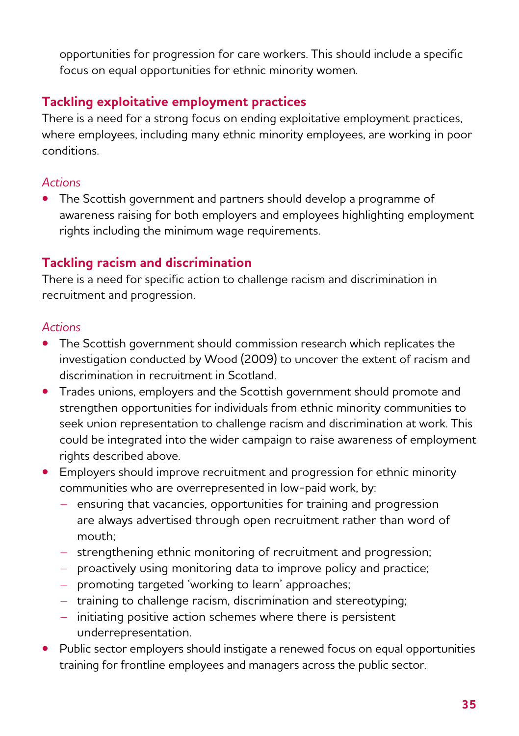opportunities for progression for care workers. This should include a specific focus on equal opportunities for ethnic minority women.

## Tackling exploitative employment practices

There is a need for a strong focus on ending exploitative employment practices, where employees, including many ethnic minority employees, are working in poor conditions.

*Actions*

- The Scottish government and partners should develop a programme of awareness raising for both employers and employees highlighting employment rights including the minimum wage requirements.

## Tackling racism and discrimination

There is a need for specific action to challenge racism and discrimination in recruitment and progression.

*Actions*

- The Scottish government should commission research which replicates the investigation conducted by Wood (2009) to uncover the extent of racism and discrimination in recruitment in Scotland.
- Trades unions, employers and the Scottish government should promote and strengthen opportunities for individuals from ethnic minority communities to seek union representation to challenge racism and discrimination at work. This could be integrated into the wider campaign to raise awareness of employment rights described above.
- Employers should improve recruitment and progression for ethnic minority communities who are overrepresented in low-paid work, by:
  - ensuring that vacancies, opportunities for training and progression are always advertised through open recruitment rather than word of mouth;
  - strengthening ethnic monitoring of recruitment and progression;
  - proactively using monitoring data to improve policy and practice;
  - promoting targeted 'working to learn' approaches;
  - training to challenge racism, discrimination and stereotyping;
  - initiating positive action schemes where there is persistent underrepresentation.
- Public sector employers should instigate a renewed focus on equal opportunities training for frontline employees and managers across the public sector.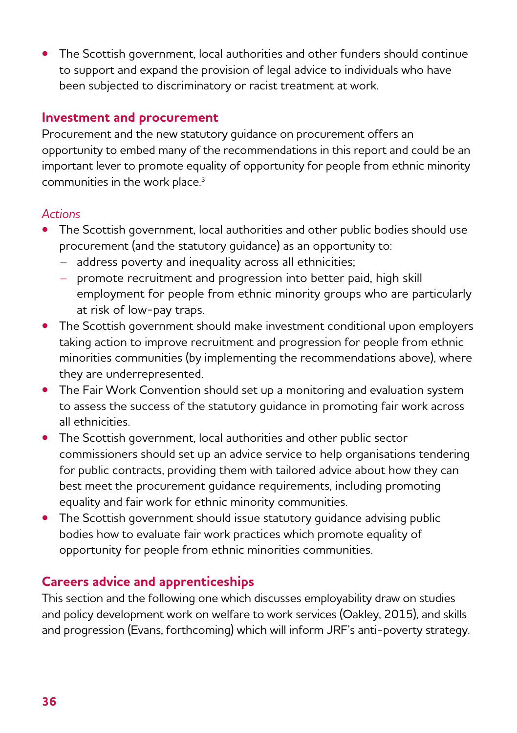- The Scottish government, local authorities and other funders should continue to support and expand the provision of legal advice to individuals who have been subjected to discriminatory or racist treatment at work.

### Investment and procurement

Procurement and the new statutory guidance on procurement offers an opportunity to embed many of the recommendations in this report and could be an important lever to promote equality of opportunity for people from ethnic minority communities in the work place.[3]

*Actions*

- The Scottish government, local authorities and other public bodies should use procurement (and the statutory guidance) as an opportunity to:
  - address poverty and inequality across all ethnicities;
  - promote recruitment and progression into better paid, high skill employment for people from ethnic minority groups who are particularly at risk of low-pay traps.
- The Scottish government should make investment conditional upon employers taking action to improve recruitment and progression for people from ethnic minorities communities (by implementing the recommendations above), where they are underrepresented.
- The Fair Work Convention should set up a monitoring and evaluation system to assess the success of the statutory guidance in promoting fair work across all ethnicities.
- The Scottish government, local authorities and other public sector commissioners should set up an advice service to help organisations tendering for public contracts, providing them with tailored advice about how they can best meet the procurement guidance requirements, including promoting equality and fair work for ethnic minority communities.
- The Scottish government should issue statutory guidance advising public bodies how to evaluate fair work practices which promote equality of opportunity for people from ethnic minorities communities.

### Careers advice and apprenticeships

This section and the following one which discusses employability draw on studies and policy development work on welfare to work services (Oakley, 2015), and skills and progression (Evans, forthcoming) which will inform JRF's anti-poverty strategy.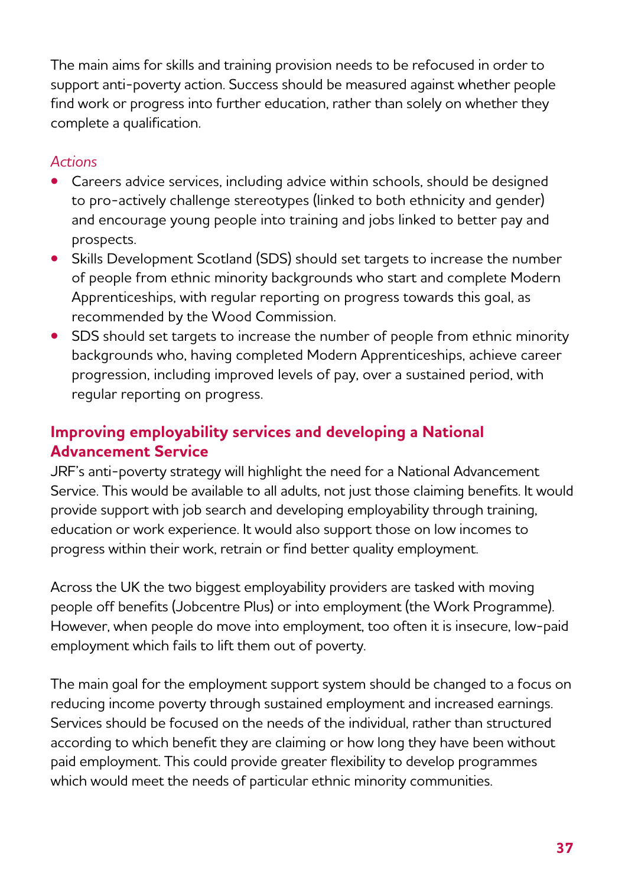The main aims for skills and training provision needs to be refocused in order to support anti-poverty action. Success should be measured against whether people find work or progress into further education, rather than solely on whether they complete a qualification.

*Actions*

- Careers advice services, including advice within schools, should be designed to pro-actively challenge stereotypes (linked to both ethnicity and gender) and encourage young people into training and jobs linked to better pay and prospects.
- Skills Development Scotland (SDS) should set targets to increase the number of people from ethnic minority backgrounds who start and complete Modern Apprenticeships, with regular reporting on progress towards this goal, as recommended by the Wood Commission.
- SDS should set targets to increase the number of people from ethnic minority backgrounds who, having completed Modern Apprenticeships, achieve career progression, including improved levels of pay, over a sustained period, with regular reporting on progress.

## Improving employability services and developing a National Advancement Service

JRF's anti-poverty strategy will highlight the need for a National Advancement Service. This would be available to all adults, not just those claiming benefits. It would provide support with job search and developing employability through training, education or work experience. It would also support those on low incomes to progress within their work, retrain or find better quality employment.

Across the UK the two biggest employability providers are tasked with moving people off benefits (Jobcentre Plus) or into employment (the Work Programme). However, when people do move into employment, too often it is insecure, low-paid employment which fails to lift them out of poverty.

The main goal for the employment support system should be changed to a focus on reducing income poverty through sustained employment and increased earnings. Services should be focused on the needs of the individual, rather than structured according to which benefit they are claiming or how long they have been without paid employment. This could provide greater flexibility to develop programmes which would meet the needs of particular ethnic minority communities.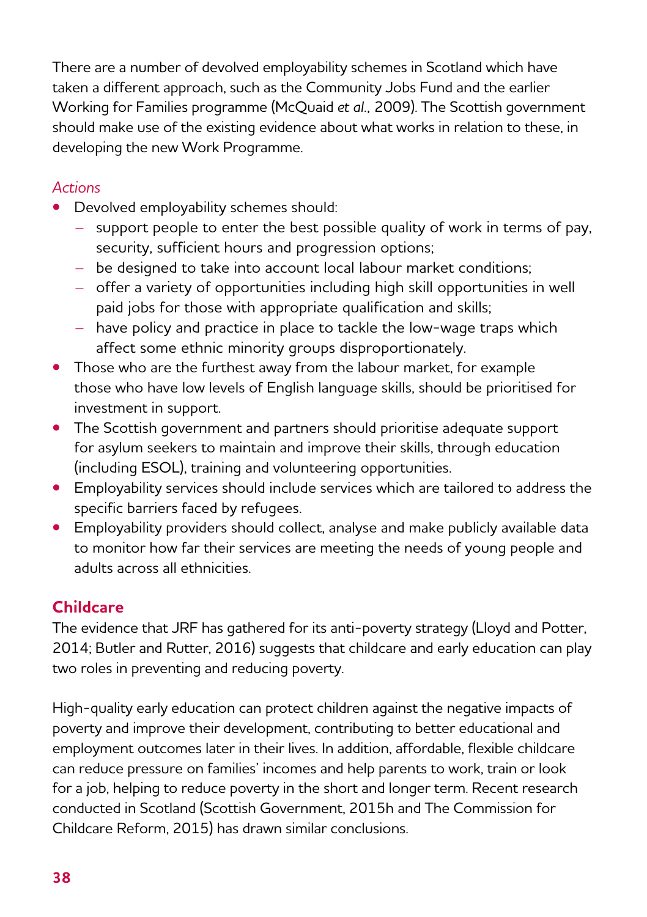There are a number of devolved employability schemes in Scotland which have taken a different approach, such as the Community Jobs Fund and the earlier Working for Families programme (McQuaid *et al.*, 2009). The Scottish government should make use of the existing evidence about what works in relation to these, in developing the new Work Programme.

*Actions*

- Devolved employability schemes should:
  - support people to enter the best possible quality of work in terms of pay, security, sufficient hours and progression options;
  - be designed to take into account local labour market conditions;
  - offer a variety of opportunities including high skill opportunities in well paid jobs for those with appropriate qualification and skills;
  - have policy and practice in place to tackle the low-wage traps which affect some ethnic minority groups disproportionately.
- Those who are the furthest away from the labour market, for example those who have low levels of English language skills, should be prioritised for investment in support.
- The Scottish government and partners should prioritise adequate support for asylum seekers to maintain and improve their skills, through education (including ESOL), training and volunteering opportunities.
- Employability services should include services which are tailored to address the specific barriers faced by refugees.
- Employability providers should collect, analyse and make publicly available data to monitor how far their services are meeting the needs of young people and adults across all ethnicities.

## Childcare

The evidence that JRF has gathered for its anti-poverty strategy (Lloyd and Potter, 2014; Butler and Rutter, 2016) suggests that childcare and early education can play two roles in preventing and reducing poverty.

High-quality early education can protect children against the negative impacts of poverty and improve their development, contributing to better educational and employment outcomes later in their lives. In addition, affordable, flexible childcare can reduce pressure on families' incomes and help parents to work, train or look for a job, helping to reduce poverty in the short and longer term. Recent research conducted in Scotland (Scottish Government, 2015h and The Commission for Childcare Reform, 2015) has drawn similar conclusions.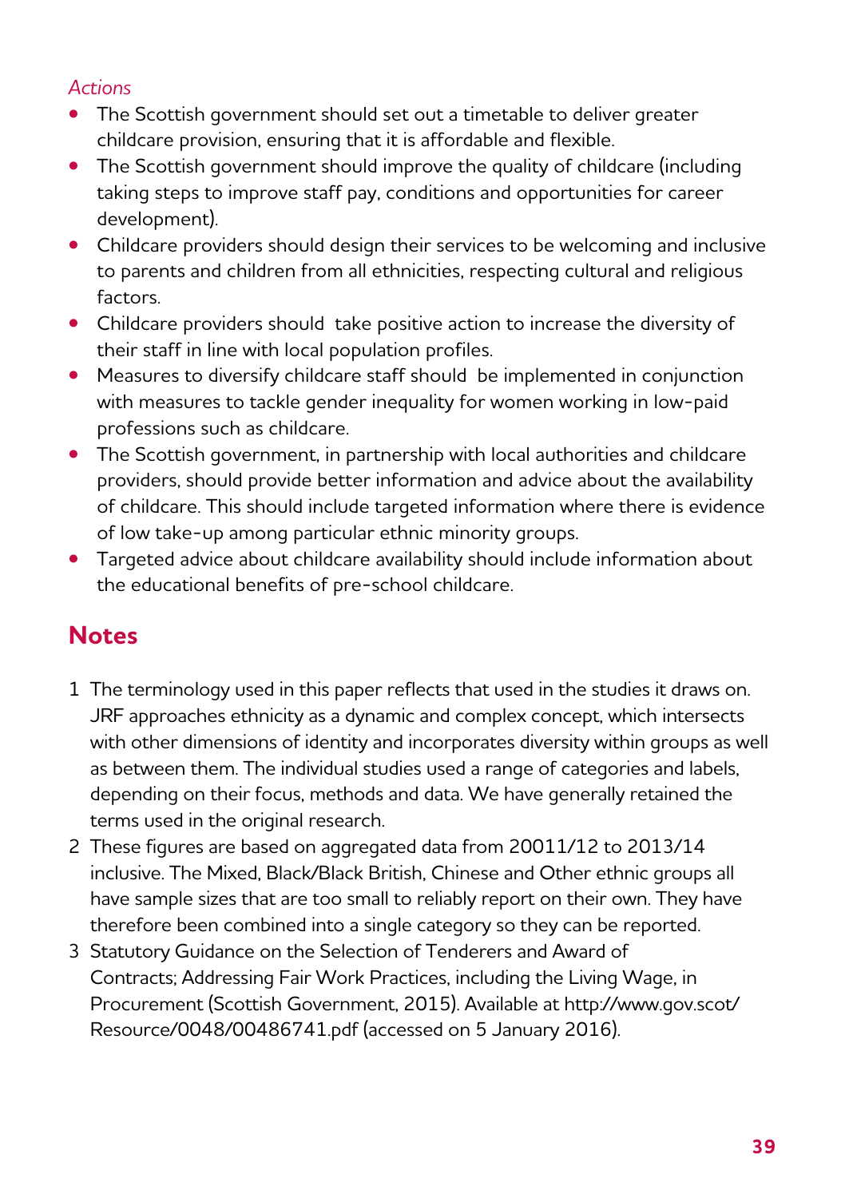*Actions*

- The Scottish government should set out a timetable to deliver greater childcare provision, ensuring that it is affordable and flexible.
- The Scottish government should improve the quality of childcare (including taking steps to improve staff pay, conditions and opportunities for career development).
- Childcare providers should design their services to be welcoming and inclusive to parents and children from all ethnicities, respecting cultural and religious factors.
- Childcare providers should  take positive action to increase the diversity of their staff in line with local population profiles.
- Measures to diversify childcare staff should  be implemented in conjunction with measures to tackle gender inequality for women working in low-paid professions such as childcare.
- The Scottish government, in partnership with local authorities and childcare providers, should provide better information and advice about the availability of childcare. This should include targeted information where there is evidence of low take-up among particular ethnic minority groups.
- Targeted advice about childcare availability should include information about the educational benefits of pre-school childcare.

## Notes

1. The terminology used in this paper reflects that used in the studies it draws on. JRF approaches ethnicity as a dynamic and complex concept, which intersects with other dimensions of identity and incorporates diversity within groups as well as between them. The individual studies used a range of categories and labels, depending on their focus, methods and data. We have generally retained the terms used in the original research.
2. These figures are based on aggregated data from 20011/12 to 2013/14 inclusive. The Mixed, Black/Black British, Chinese and Other ethnic groups all have sample sizes that are too small to reliably report on their own. They have therefore been combined into a single category so they can be reported.
3. Statutory Guidance on the Selection of Tenderers and Award of Contracts; Addressing Fair Work Practices, including the Living Wage, in Procurement (Scottish Government, 2015). Available at http://www.gov.scot/Resource/0048/00486741.pdf (accessed on 5 January 2016).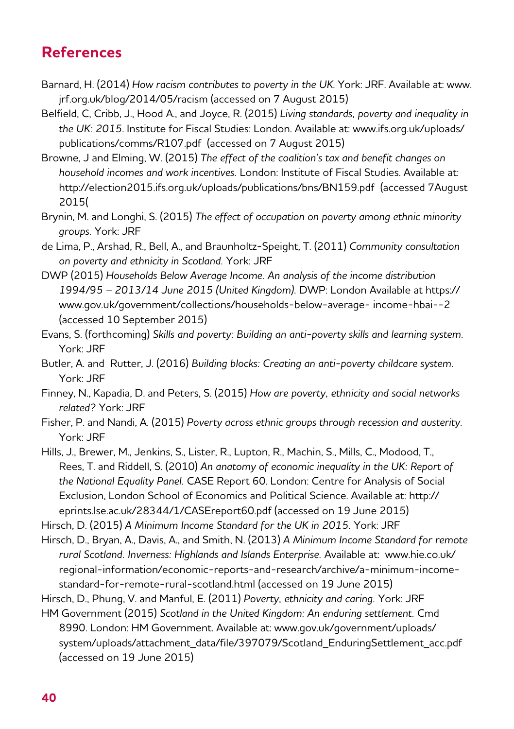## References

Barnard, H. (2014) *How racism contributes to poverty in the UK*. York: JRF. Available at: www.jrf.org.uk/blog/2014/05/racism (accessed on 7 August 2015)

Belfield, C, Cribb, J., Hood A., and Joyce, R. (2015) *Living standards, poverty and inequality in the UK: 2015*. Institute for Fiscal Studies: London. Available at: www.ifs.org.uk/uploads/publications/comms/R107.pdf (accessed on 7 August 2015)

Browne, J and Elming, W. (2015) *The effect of the coalition's tax and benefit changes on household incomes and work incentives.* London: Institute of Fiscal Studies. Available at: http://election2015.ifs.org.uk/uploads/publications/bns/BN159.pdf (accessed 7August 2015(

Brynin, M. and Longhi, S. (2015) *The effect of occupation on poverty among ethnic minority groups*. York: JRF

de Lima, P., Arshad, R., Bell, A., and Braunholtz-Speight, T. (2011) *Community consultation on poverty and ethnicity in Scotland*. York: JRF

DWP (2015) *Households Below Average Income. An analysis of the income distribution 1994/95 – 2013/14 June 2015 (United Kingdom).* DWP: London Available at https://www.gov.uk/government/collections/households-below-average- income-hbai--2 (accessed 10 September 2015)

Evans, S. (forthcoming) *Skills and poverty: Building an anti-poverty skills and learning system*. York: JRF

Butler, A. and Rutter, J. (2016) *Building blocks: Creating an anti-poverty childcare system*. York: JRF

Finney, N., Kapadia, D. and Peters, S. (2015) *How are poverty, ethnicity and social networks related?* York: JRF

Fisher, P. and Nandi, A. (2015) *Poverty across ethnic groups through recession and austerity*. York: JRF

Hills, J., Brewer, M., Jenkins, S., Lister, R., Lupton, R., Machin, S., Mills, C., Modood, T., Rees, T. and Riddell, S. (2010) *An anatomy of economic inequality in the UK: Report of the National Equality Panel.* CASE Report 60. London: Centre for Analysis of Social Exclusion, London School of Economics and Political Science. Available at: http://eprints.lse.ac.uk/28344/1/CASEreport60.pdf (accessed on 19 June 2015)

Hirsch, D. (2015) *A Minimum Income Standard for the UK in 2015*. York: JRF

Hirsch, D., Bryan, A., Davis, A., and Smith, N. (2013) *A Minimum Income Standard for remote rural Scotland. Inverness: Highlands and Islands Enterprise.* Available at: www.hie.co.uk/regional-information/economic-reports-and-research/archive/a-minimum-income-standard-for-remote-rural-scotland.html (accessed on 19 June 2015)

Hirsch, D., Phung, V. and Manful, E. (2011) *Poverty, ethnicity and caring*. York: JRF

HM Government (2015) *Scotland in the United Kingdom: An enduring settlement*. Cmd 8990. London: HM Government. Available at: www.gov.uk/government/uploads/system/uploads/attachment_data/file/397079/Scotland_EnduringSettlement_acc.pdf (accessed on 19 June 2015)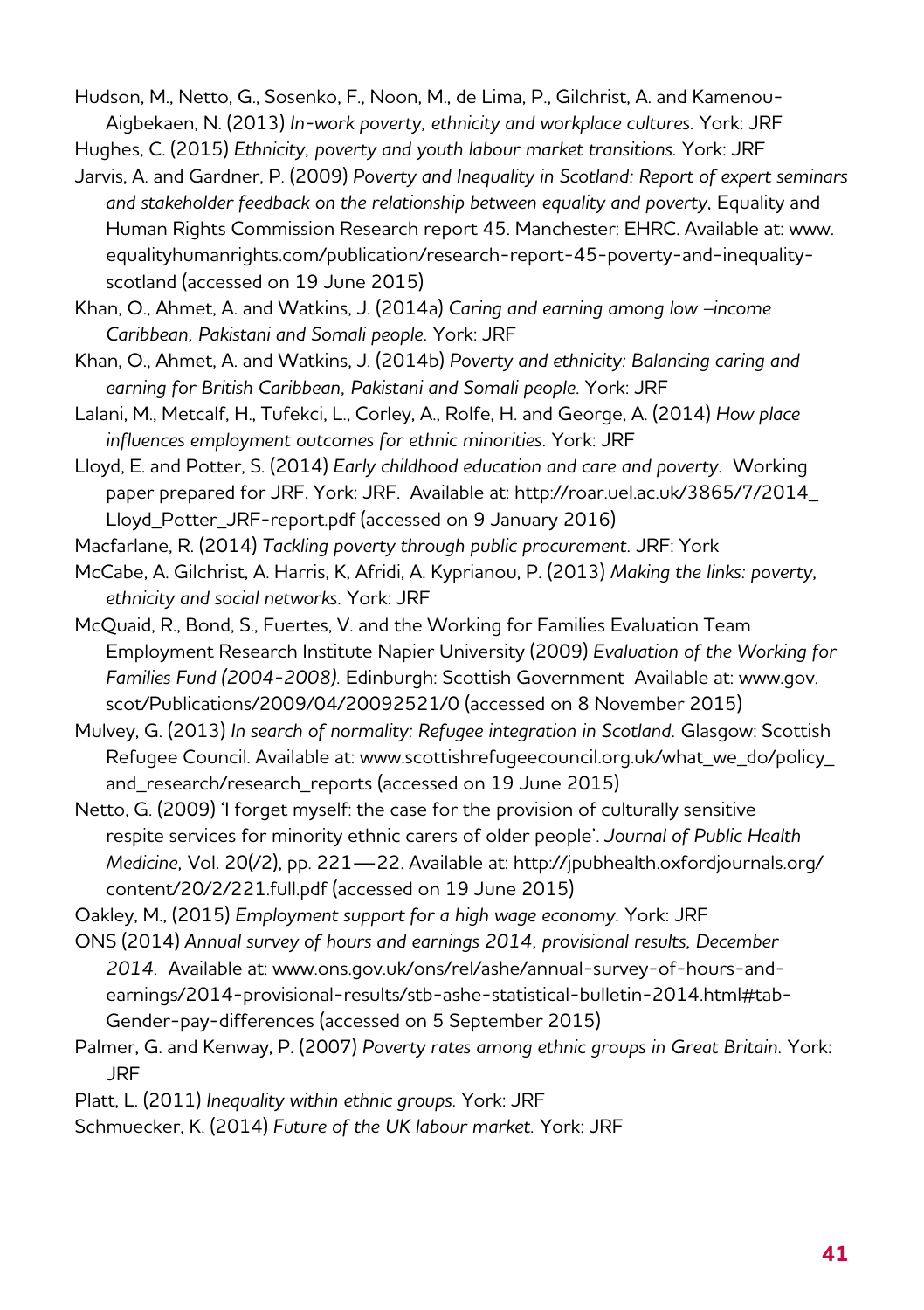Hudson, M., Netto, G., Sosenko, F., Noon, M., de Lima, P., Gilchrist, A. and Kamenou-Aigbekaen, N. (2013) *In-work poverty, ethnicity and workplace cultures*. York: JRF

Hughes, C. (2015) *Ethnicity, poverty and youth labour market transitions*. York: JRF

Jarvis, A. and Gardner, P. (2009) *Poverty and Inequality in Scotland: Report of expert seminars and stakeholder feedback on the relationship between equality and poverty*, Equality and Human Rights Commission Research report 45. Manchester: EHRC. Available at: www.equalityhumanrights.com/publication/research-report-45-poverty-and-inequality-scotland (accessed on 19 June 2015)

Khan, O., Ahmet, A. and Watkins, J. (2014a) *Caring and earning among low –income Caribbean, Pakistani and Somali people*. York: JRF

Khan, O., Ahmet, A. and Watkins, J. (2014b) *Poverty and ethnicity: Balancing caring and earning for British Caribbean, Pakistani and Somali people*. York: JRF

Lalani, M., Metcalf, H., Tufekci, L., Corley, A., Rolfe, H. and George, A. (2014) *How place influences employment outcomes for ethnic minorities*. York: JRF

Lloyd, E. and Potter, S. (2014) *Early childhood education and care and poverty*. Working paper prepared for JRF. York: JRF. Available at: http://roar.uel.ac.uk/3865/7/2014_Lloyd_Potter_JRF-report.pdf (accessed on 9 January 2016)

Macfarlane, R. (2014) *Tackling poverty through public procurement*. JRF: York

McCabe, A. Gilchrist, A. Harris, K, Afridi, A. Kyprianou, P. (2013) *Making the links: poverty, ethnicity and social networks*. York: JRF

McQuaid, R., Bond, S., Fuertes, V. and the Working for Families Evaluation Team Employment Research Institute Napier University (2009) *Evaluation of the Working for Families Fund (2004-2008)*. Edinburgh: Scottish Government Available at: www.gov.scot/Publications/2009/04/20092521/0 (accessed on 8 November 2015)

Mulvey, G. (2013) *In search of normality: Refugee integration in Scotland*. Glasgow: Scottish Refugee Council. Available at: www.scottishrefugeecouncil.org.uk/what_we_do/policy_and_research/research_reports (accessed on 19 June 2015)

Netto, G. (2009) 'I forget myself: the case for the provision of culturally sensitive respite services for minority ethnic carers of older people'. *Journal of Public Health Medicine*, Vol. 20(/2), pp. 221—22. Available at: http://jpubhealth.oxfordjournals.org/content/20/2/221.full.pdf (accessed on 19 June 2015)

Oakley, M., (2015) *Employment support for a high wage economy*. York: JRF

ONS (2014) *Annual survey of hours and earnings 2014, provisional results, December 2014*. Available at: www.ons.gov.uk/ons/rel/ashe/annual-survey-of-hours-and-earnings/2014-provisional-results/stb-ashe-statistical-bulletin-2014.html#tab-Gender-pay-differences (accessed on 5 September 2015)

Palmer, G. and Kenway, P. (2007) *Poverty rates among ethnic groups in Great Britain*. York: JRF

Platt, L. (2011) *Inequality within ethnic groups*. York: JRF

Schmuecker, K. (2014) *Future of the UK labour market*. York: JRF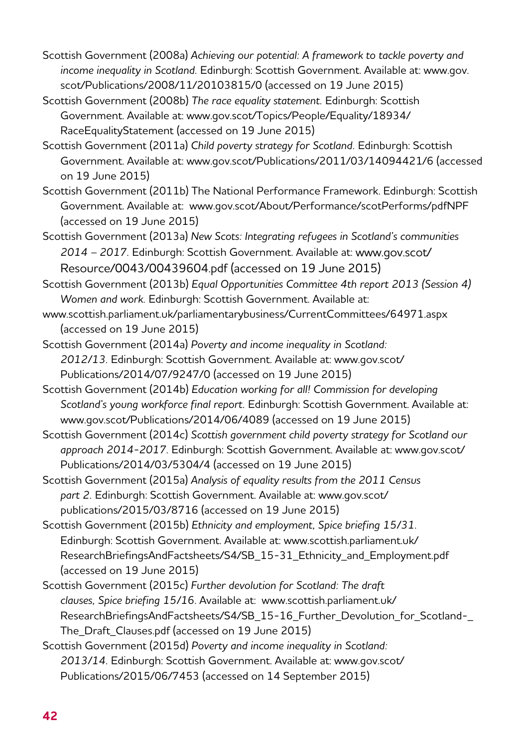Scottish Government (2008a) *Achieving our potential: A framework to tackle poverty and income inequality in Scotland.* Edinburgh: Scottish Government. Available at: www.gov.scot/Publications/2008/11/20103815/0 (accessed on 19 June 2015)

Scottish Government (2008b) *The race equality statement.* Edinburgh: Scottish Government. Available at: www.gov.scot/Topics/People/Equality/18934/RaceEqualityStatement (accessed on 19 June 2015)

Scottish Government (2011a) *Child poverty strategy for Scotland.* Edinburgh: Scottish Government. Available at: www.gov.scot/Publications/2011/03/14094421/6 (accessed on 19 June 2015)

Scottish Government (2011b) The National Performance Framework. Edinburgh: Scottish Government. Available at: www.gov.scot/About/Performance/scotPerforms/pdfNPF (accessed on 19 June 2015)

Scottish Government (2013a) *New Scots: Integrating refugees in Scotland's communities 2014 – 2017.* Edinburgh: Scottish Government. Available at: www.gov.scot/Resource/0043/00439604.pdf (accessed on 19 June 2015)

Scottish Government (2013b) *Equal Opportunities Committee 4th report 2013 (Session 4) Women and work.* Edinburgh: Scottish Government. Available at: www.scottish.parliament.uk/parliamentarybusiness/CurrentCommittees/64971.aspx (accessed on 19 June 2015)

Scottish Government (2014a) *Poverty and income inequality in Scotland: 2012/13.* Edinburgh: Scottish Government. Available at: www.gov.scot/Publications/2014/07/9247/0 (accessed on 19 June 2015)

Scottish Government (2014b) *Education working for all! Commission for developing Scotland's young workforce final report.* Edinburgh: Scottish Government. Available at: www.gov.scot/Publications/2014/06/4089 (accessed on 19 June 2015)

Scottish Government (2014c) *Scottish government child poverty strategy for Scotland our approach 2014-2017.* Edinburgh: Scottish Government. Available at: www.gov.scot/Publications/2014/03/5304/4 (accessed on 19 June 2015)

Scottish Government (2015a) *Analysis of equality results from the 2011 Census part 2.* Edinburgh: Scottish Government. Available at: www.gov.scot/publications/2015/03/8716 (accessed on 19 June 2015)

Scottish Government (2015b) *Ethnicity and employment, Spice briefing 15/31.* Edinburgh: Scottish Government. Available at: www.scottish.parliament.uk/ResearchBriefingsAndFactsheets/S4/SB_15-31_Ethnicity_and_Employment.pdf (accessed on 19 June 2015)

Scottish Government (2015c) *Further devolution for Scotland: The draft clauses, Spice briefing 15/16.* Available at: www.scottish.parliament.uk/ResearchBriefingsAndFactsheets/S4/SB_15-16_Further_Devolution_for_Scotland-_The_Draft_Clauses.pdf (accessed on 19 June 2015)

Scottish Government (2015d) *Poverty and income inequality in Scotland: 2013/14.* Edinburgh: Scottish Government. Available at: www.gov.scot/Publications/2015/06/7453 (accessed on 14 September 2015)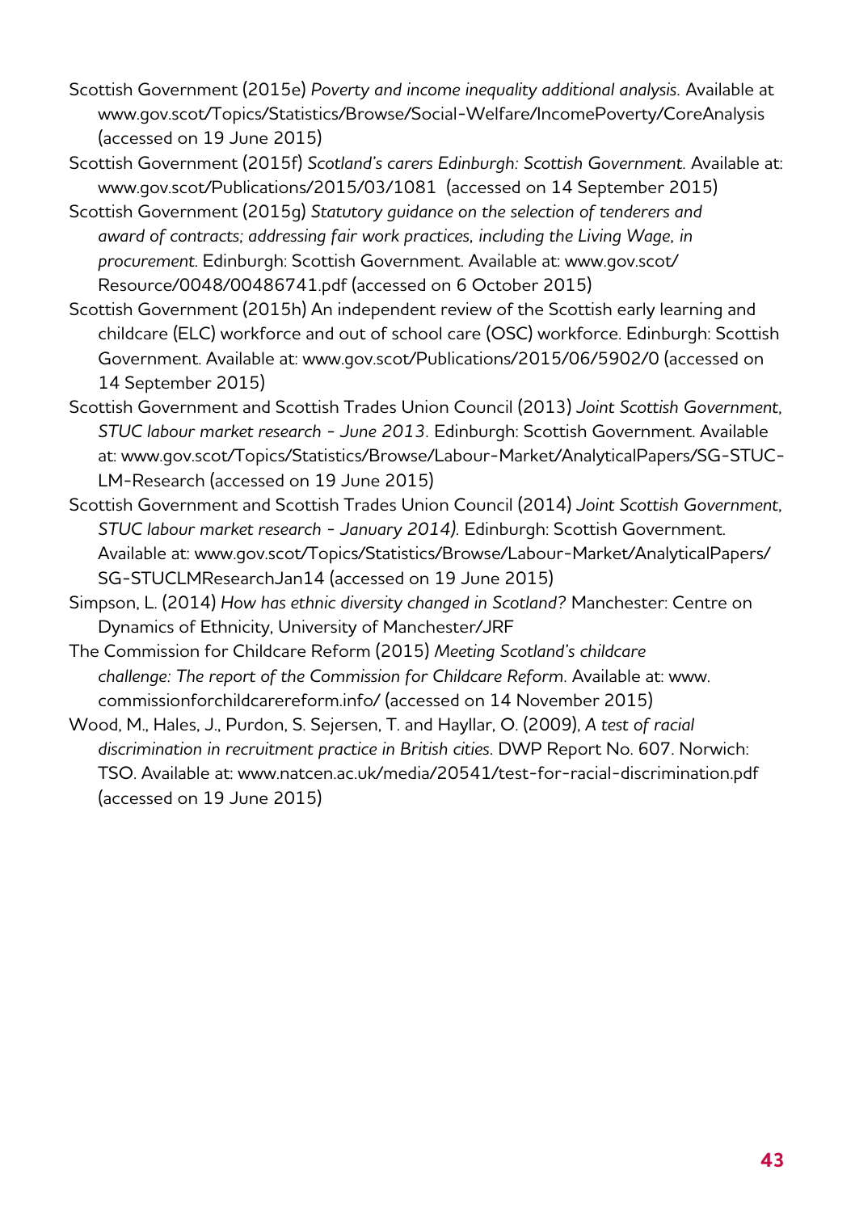Scottish Government (2015e) *Poverty and income inequality additional analysis*. Available at www.gov.scot/Topics/Statistics/Browse/Social-Welfare/IncomePoverty/CoreAnalysis (accessed on 19 June 2015)

Scottish Government (2015f) *Scotland's carers Edinburgh: Scottish Government*. Available at: www.gov.scot/Publications/2015/03/1081 (accessed on 14 September 2015)

Scottish Government (2015g) *Statutory guidance on the selection of tenderers and award of contracts; addressing fair work practices, including the Living Wage, in procurement*. Edinburgh: Scottish Government. Available at: www.gov.scot/Resource/0048/00486741.pdf (accessed on 6 October 2015)

Scottish Government (2015h) An independent review of the Scottish early learning and childcare (ELC) workforce and out of school care (OSC) workforce. Edinburgh: Scottish Government. Available at: www.gov.scot/Publications/2015/06/5902/0 (accessed on 14 September 2015)

Scottish Government and Scottish Trades Union Council (2013) *Joint Scottish Government, STUC labour market research - June 2013*. Edinburgh: Scottish Government. Available at: www.gov.scot/Topics/Statistics/Browse/Labour-Market/AnalyticalPapers/SG-STUC-LM-Research (accessed on 19 June 2015)

Scottish Government and Scottish Trades Union Council (2014) *Joint Scottish Government, STUC labour market research - January 2014)*. Edinburgh: Scottish Government. Available at: www.gov.scot/Topics/Statistics/Browse/Labour-Market/AnalyticalPapers/SG-STUCLMResearchJan14 (accessed on 19 June 2015)

Simpson, L. (2014) *How has ethnic diversity changed in Scotland?* Manchester: Centre on Dynamics of Ethnicity, University of Manchester/JRF

The Commission for Childcare Reform (2015) *Meeting Scotland's childcare challenge: The report of the Commission for Childcare Reform*. Available at: www.commissionforchildcarereform.info/ (accessed on 14 November 2015)

Wood, M., Hales, J., Purdon, S. Sejersen, T. and Hayllar, O. (2009), *A test of racial discrimination in recruitment practice in British cities*. DWP Report No. 607. Norwich: TSO. Available at: www.natcen.ac.uk/media/20541/test-for-racial-discrimination.pdf (accessed on 19 June 2015)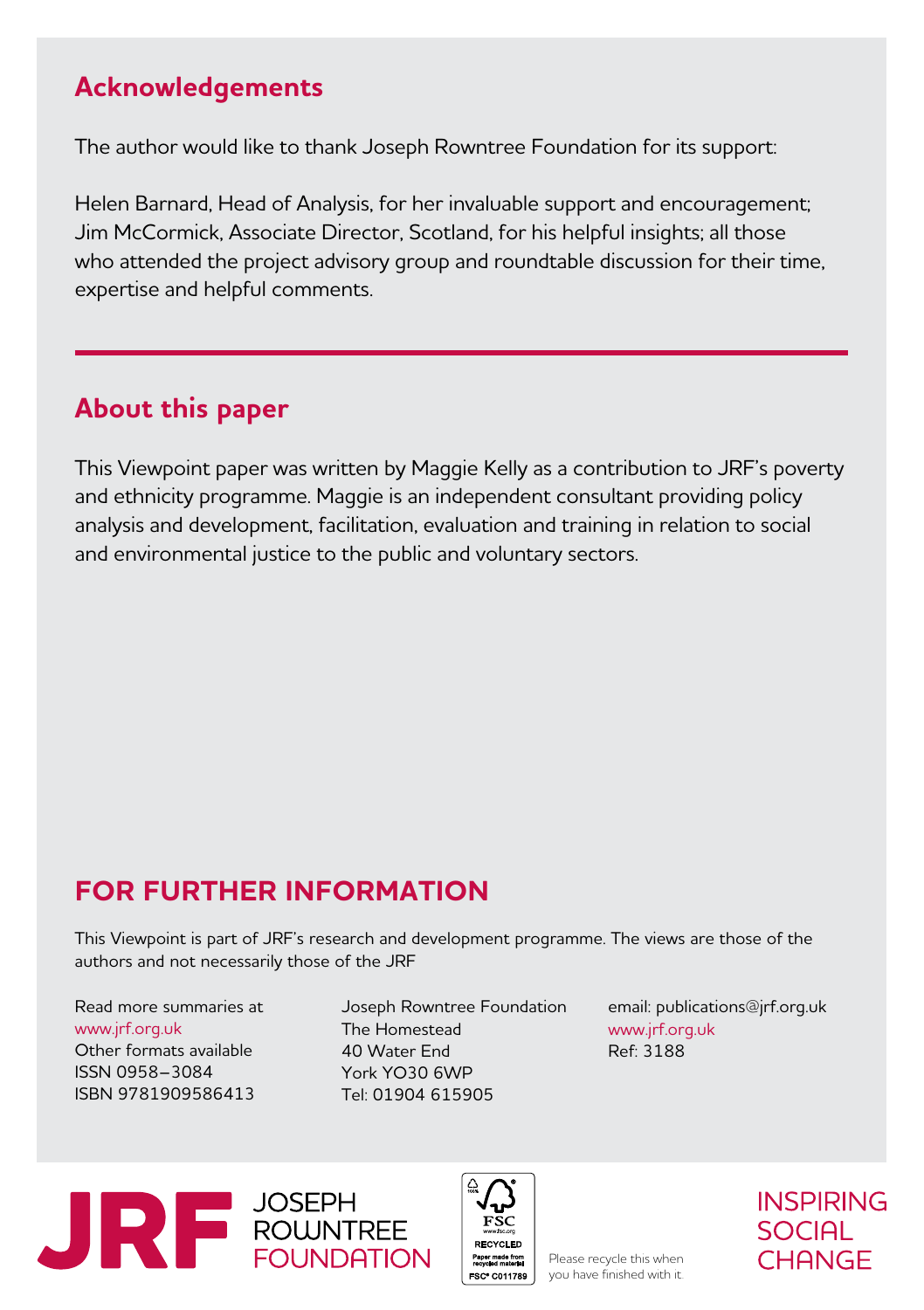## Acknowledgements

The author would like to thank Joseph Rowntree Foundation for its support:

Helen Barnard, Head of Analysis, for her invaluable support and encouragement; Jim McCormick, Associate Director, Scotland, for his helpful insights; all those who attended the project advisory group and roundtable discussion for their time, expertise and helpful comments.

## About this paper

This Viewpoint paper was written by Maggie Kelly as a contribution to JRF's poverty and ethnicity programme. Maggie is an independent consultant providing policy analysis and development, facilitation, evaluation and training in relation to social and environmental justice to the public and voluntary sectors.

## FOR FURTHER INFORMATION

This Viewpoint is part of JRF's research and development programme. The views are those of the authors and not necessarily those of the JRF

Read more summaries at
www.jrf.org.uk
Other formats available
ISSN 0958–3084
ISBN 9781909586413

Joseph Rowntree Foundation
The Homestead
40 Water End
York YO30 6WP
Tel: 01904 615905

email: publications@jrf.org.uk
www.jrf.org.uk
Ref: 3188

JRF JOSEPH ROWNTREE FOUNDATION

FSC RECYCLED Paper made from recycled material FSC® C011789

Please recycle this when you have finished with it.

INSPIRING SOCIAL CHANGE